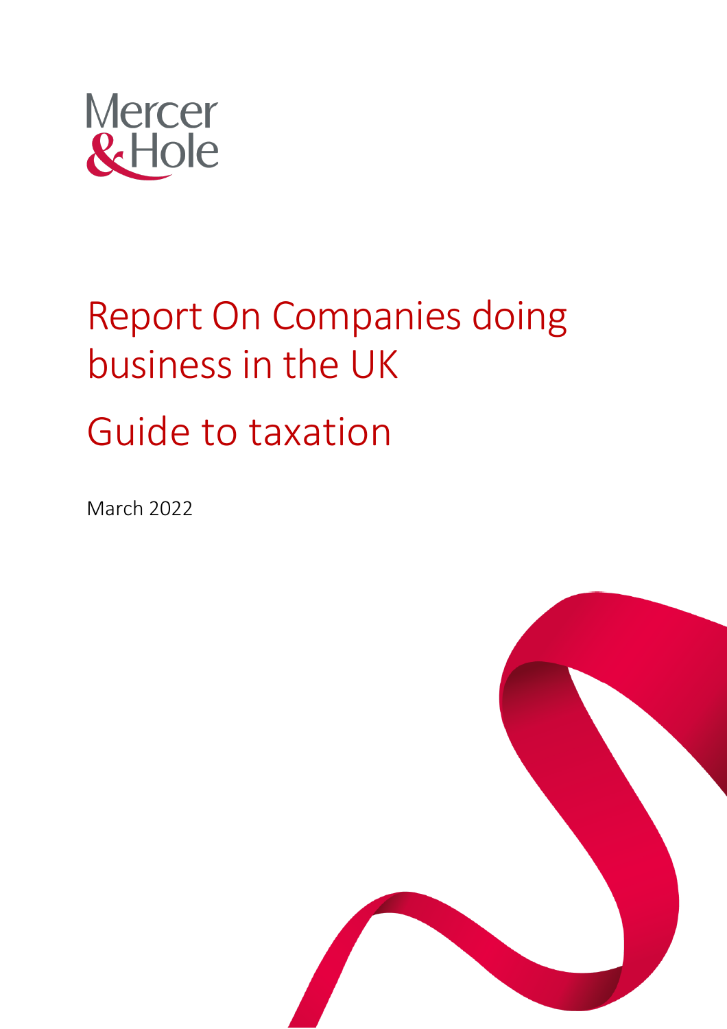Mercer & Hole

# Report On Companies doing business in the UK

# Guide to taxation

March 2022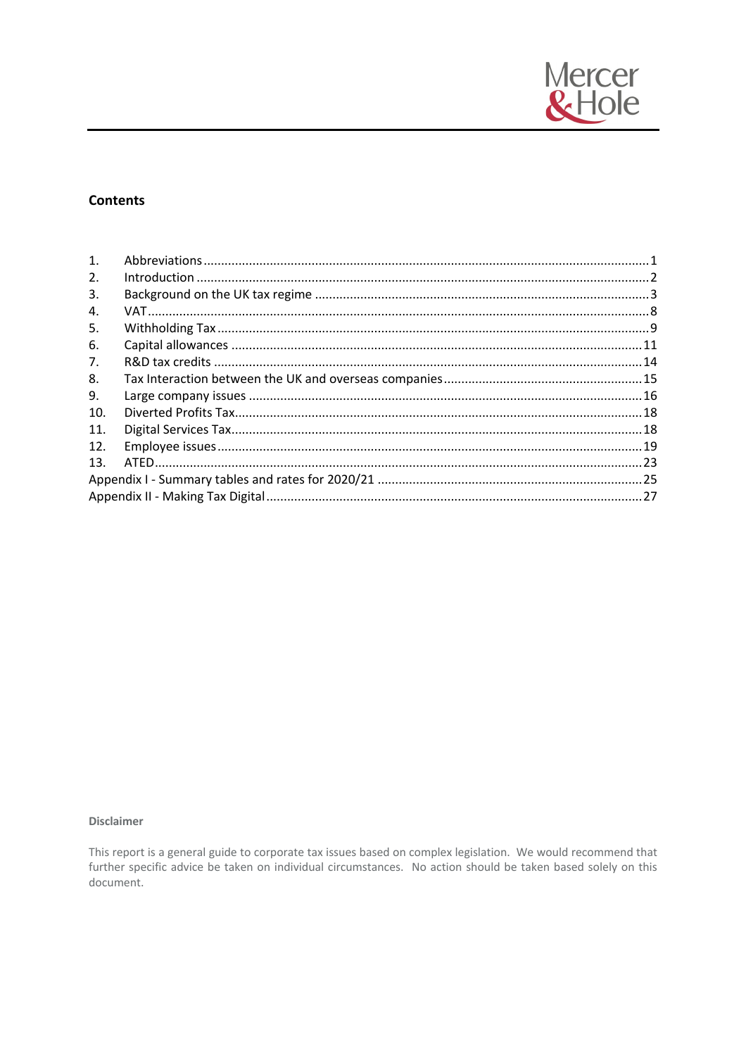## Contents

| | | |
|---|---|---|
| 1. | Abbreviations | 1 |
| 2. | Introduction | 2 |
| 3. | Background on the UK tax regime | 3 |
| 4. | VAT | 8 |
| 5. | Withholding Tax | 9 |
| 6. | Capital allowances | 11 |
| 7. | R&D tax credits | 14 |
| 8. | Tax Interaction between the UK and overseas companies | 15 |
| 9. | Large company issues | 16 |
| 10. | Diverted Profits Tax | 18 |
| 11. | Digital Services Tax | 18 |
| 12. | Employee issues | 19 |
| 13. | ATED | 23 |
| Appendix I - Summary tables and rates for 2020/21 | | 25 |
| Appendix II - Making Tax Digital | | 27 |

**Disclaimer**

This report is a general guide to corporate tax issues based on complex legislation. We would recommend that further specific advice be taken on individual circumstances. No action should be taken based solely on this document.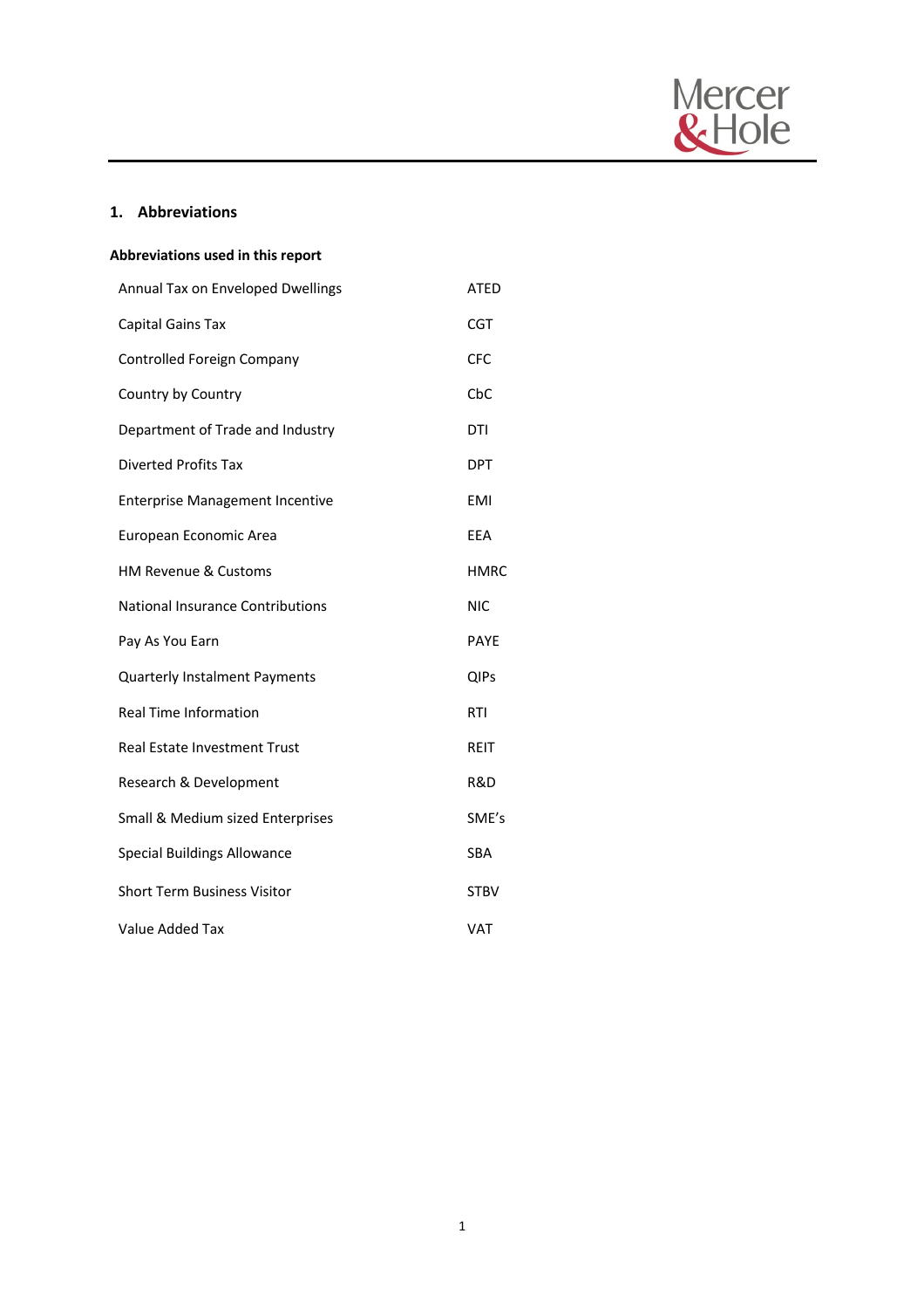## 1. Abbreviations

**Abbreviations used in this report**

| | |
|---|---|
| Annual Tax on Enveloped Dwellings | ATED |
| Capital Gains Tax | CGT |
| Controlled Foreign Company | CFC |
| Country by Country | CbC |
| Department of Trade and Industry | DTI |
| Diverted Profits Tax | DPT |
| Enterprise Management Incentive | EMI |
| European Economic Area | EEA |
| HM Revenue & Customs | HMRC |
| National Insurance Contributions | NIC |
| Pay As You Earn | PAYE |
| Quarterly Instalment Payments | QIPs |
| Real Time Information | RTI |
| Real Estate Investment Trust | REIT |
| Research & Development | R&D |
| Small & Medium sized Enterprises | SME's |
| Special Buildings Allowance | SBA |
| Short Term Business Visitor | STBV |
| Value Added Tax | VAT |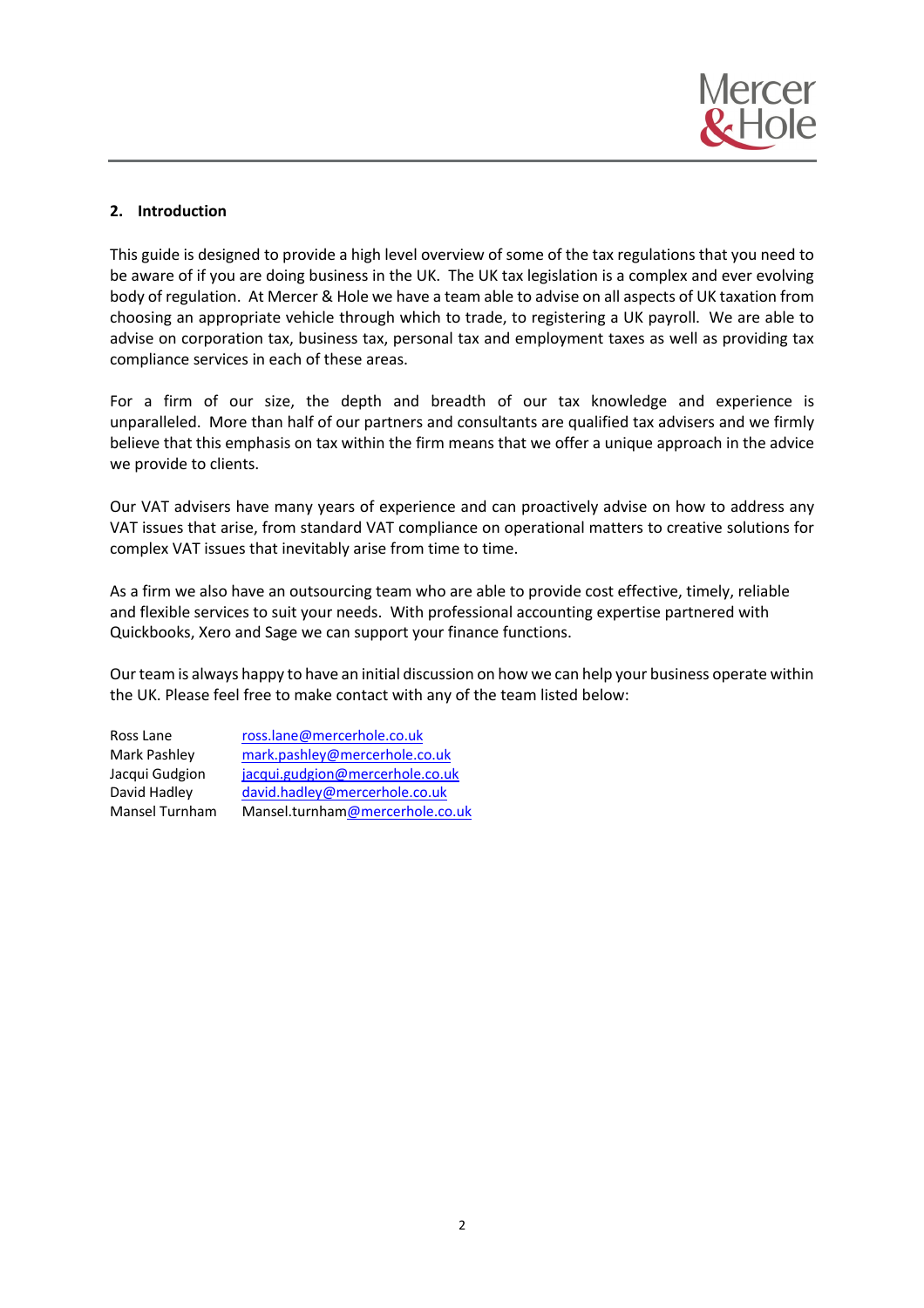## 2. Introduction

This guide is designed to provide a high level overview of some of the tax regulations that you need to be aware of if you are doing business in the UK. The UK tax legislation is a complex and ever evolving body of regulation. At Mercer & Hole we have a team able to advise on all aspects of UK taxation from choosing an appropriate vehicle through which to trade, to registering a UK payroll. We are able to advise on corporation tax, business tax, personal tax and employment taxes as well as providing tax compliance services in each of these areas.

For a firm of our size, the depth and breadth of our tax knowledge and experience is unparalleled. More than half of our partners and consultants are qualified tax advisers and we firmly believe that this emphasis on tax within the firm means that we offer a unique approach in the advice we provide to clients.

Our VAT advisers have many years of experience and can proactively advise on how to address any VAT issues that arise, from standard VAT compliance on operational matters to creative solutions for complex VAT issues that inevitably arise from time to time.

As a firm we also have an outsourcing team who are able to provide cost effective, timely, reliable and flexible services to suit your needs. With professional accounting expertise partnered with Quickbooks, Xero and Sage we can support your finance functions.

Our team is always happy to have an initial discussion on how we can help your business operate within the UK. Please feel free to make contact with any of the team listed below:

| | |
|---|---|
| Ross Lane | ross.lane@mercerhole.co.uk |
| Mark Pashley | mark.pashley@mercerhole.co.uk |
| Jacqui Gudgion | jacqui.gudgion@mercerhole.co.uk |
| David Hadley | david.hadley@mercerhole.co.uk |
| Mansel Turnham | Mansel.turnham@mercerhole.co.uk |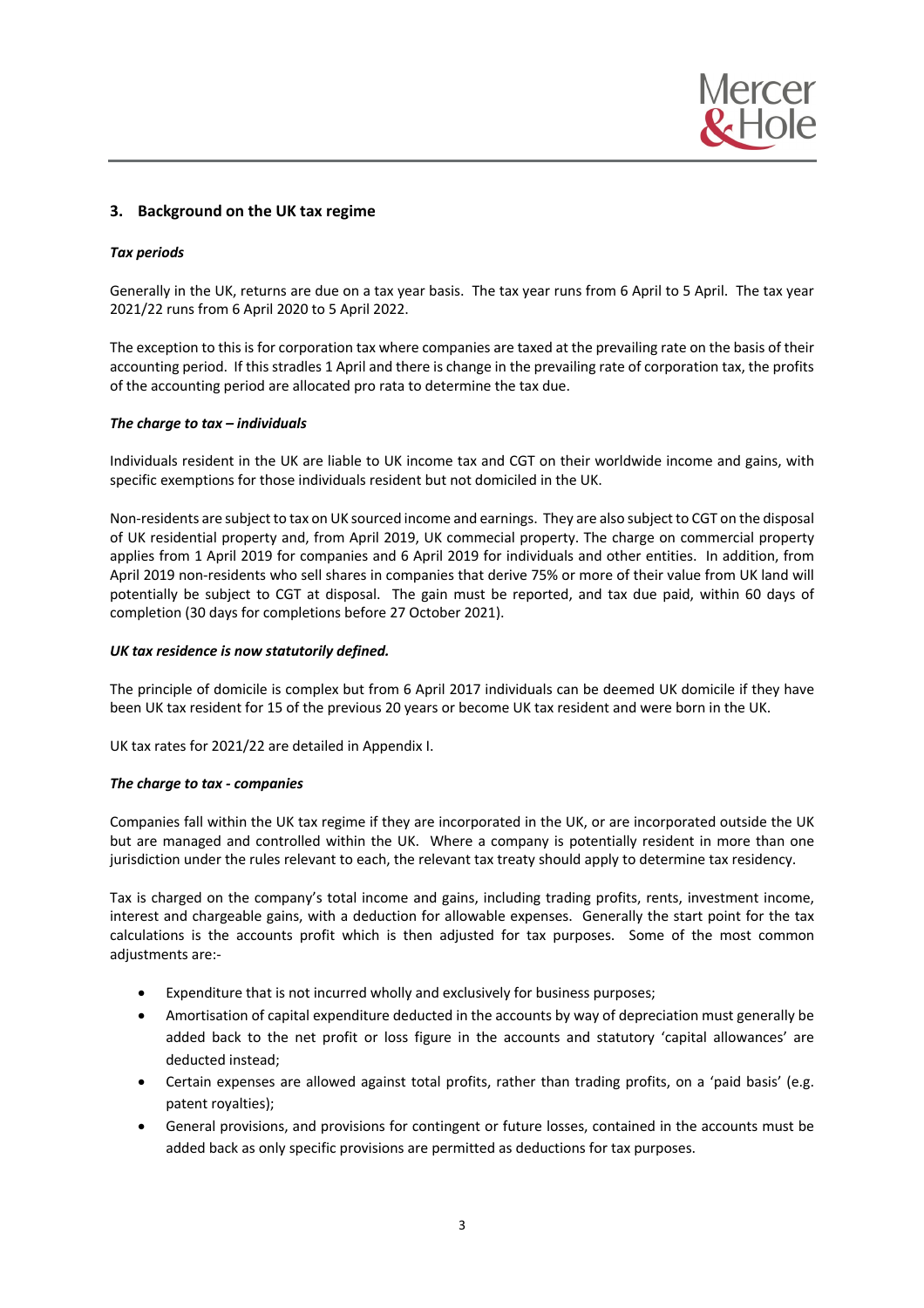## 3. Background on the UK tax regime

***Tax periods***

Generally in the UK, returns are due on a tax year basis. The tax year runs from 6 April to 5 April. The tax year 2021/22 runs from 6 April 2020 to 5 April 2022.

The exception to this is for corporation tax where companies are taxed at the prevailing rate on the basis of their accounting period. If this stradles 1 April and there is change in the prevailing rate of corporation tax, the profits of the accounting period are allocated pro rata to determine the tax due.

***The charge to tax – individuals***

Individuals resident in the UK are liable to UK income tax and CGT on their worldwide income and gains, with specific exemptions for those individuals resident but not domiciled in the UK.

Non-residents are subject to tax on UK sourced income and earnings. They are also subject to CGT on the disposal of UK residential property and, from April 2019, UK commecial property. The charge on commercial property applies from 1 April 2019 for companies and 6 April 2019 for individuals and other entities. In addition, from April 2019 non-residents who sell shares in companies that derive 75% or more of their value from UK land will potentially be subject to CGT at disposal. The gain must be reported, and tax due paid, within 60 days of completion (30 days for completions before 27 October 2021).

***UK tax residence is now statutorily defined.***

The principle of domicile is complex but from 6 April 2017 individuals can be deemed UK domicile if they have been UK tax resident for 15 of the previous 20 years or become UK tax resident and were born in the UK.

UK tax rates for 2021/22 are detailed in Appendix I.

***The charge to tax - companies***

Companies fall within the UK tax regime if they are incorporated in the UK, or are incorporated outside the UK but are managed and controlled within the UK. Where a company is potentially resident in more than one jurisdiction under the rules relevant to each, the relevant tax treaty should apply to determine tax residency.

Tax is charged on the company's total income and gains, including trading profits, rents, investment income, interest and chargeable gains, with a deduction for allowable expenses. Generally the start point for the tax calculations is the accounts profit which is then adjusted for tax purposes. Some of the most common adjustments are:-

- Expenditure that is not incurred wholly and exclusively for business purposes;
- Amortisation of capital expenditure deducted in the accounts by way of depreciation must generally be added back to the net profit or loss figure in the accounts and statutory 'capital allowances' are deducted instead;
- Certain expenses are allowed against total profits, rather than trading profits, on a 'paid basis' (e.g. patent royalties);
- General provisions, and provisions for contingent or future losses, contained in the accounts must be added back as only specific provisions are permitted as deductions for tax purposes.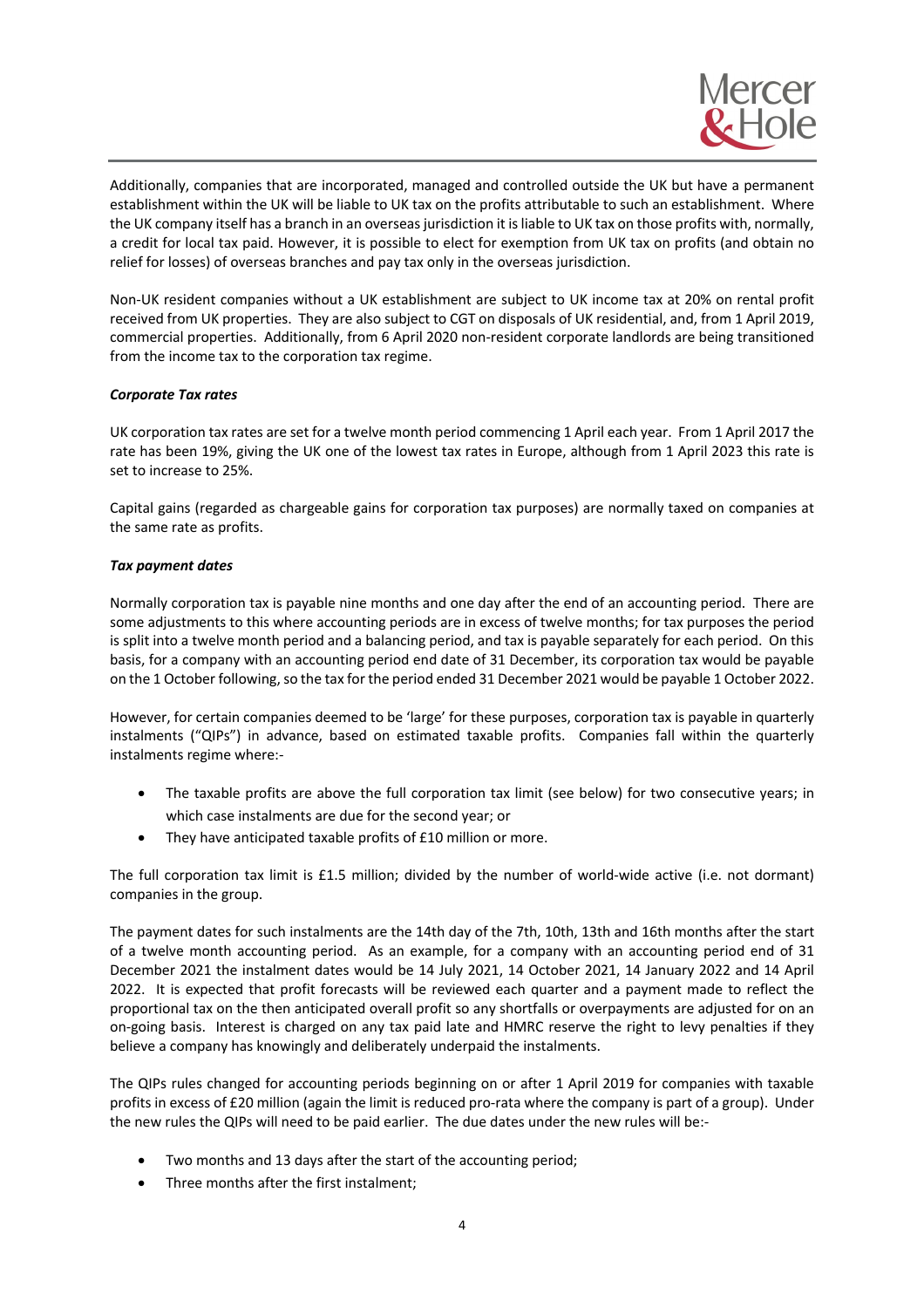Additionally, companies that are incorporated, managed and controlled outside the UK but have a permanent establishment within the UK will be liable to UK tax on the profits attributable to such an establishment. Where the UK company itself has a branch in an overseas jurisdiction it is liable to UK tax on those profits with, normally, a credit for local tax paid. However, it is possible to elect for exemption from UK tax on profits (and obtain no relief for losses) of overseas branches and pay tax only in the overseas jurisdiction.

Non-UK resident companies without a UK establishment are subject to UK income tax at 20% on rental profit received from UK properties. They are also subject to CGT on disposals of UK residential, and, from 1 April 2019, commercial properties. Additionally, from 6 April 2020 non-resident corporate landlords are being transitioned from the income tax to the corporation tax regime.

***Corporate Tax rates***

UK corporation tax rates are set for a twelve month period commencing 1 April each year. From 1 April 2017 the rate has been 19%, giving the UK one of the lowest tax rates in Europe, although from 1 April 2023 this rate is set to increase to 25%.

Capital gains (regarded as chargeable gains for corporation tax purposes) are normally taxed on companies at the same rate as profits.

***Tax payment dates***

Normally corporation tax is payable nine months and one day after the end of an accounting period. There are some adjustments to this where accounting periods are in excess of twelve months; for tax purposes the period is split into a twelve month period and a balancing period, and tax is payable separately for each period. On this basis, for a company with an accounting period end date of 31 December, its corporation tax would be payable on the 1 October following, so the tax for the period ended 31 December 2021 would be payable 1 October 2022.

However, for certain companies deemed to be 'large' for these purposes, corporation tax is payable in quarterly instalments ("QIPs") in advance, based on estimated taxable profits. Companies fall within the quarterly instalments regime where:-

- The taxable profits are above the full corporation tax limit (see below) for two consecutive years; in which case instalments are due for the second year; or
- They have anticipated taxable profits of £10 million or more.

The full corporation tax limit is £1.5 million; divided by the number of world-wide active (i.e. not dormant) companies in the group.

The payment dates for such instalments are the 14th day of the 7th, 10th, 13th and 16th months after the start of a twelve month accounting period. As an example, for a company with an accounting period end of 31 December 2021 the instalment dates would be 14 July 2021, 14 October 2021, 14 January 2022 and 14 April 2022. It is expected that profit forecasts will be reviewed each quarter and a payment made to reflect the proportional tax on the then anticipated overall profit so any shortfalls or overpayments are adjusted for on an on-going basis. Interest is charged on any tax paid late and HMRC reserve the right to levy penalties if they believe a company has knowingly and deliberately underpaid the instalments.

The QIPs rules changed for accounting periods beginning on or after 1 April 2019 for companies with taxable profits in excess of £20 million (again the limit is reduced pro-rata where the company is part of a group). Under the new rules the QIPs will need to be paid earlier. The due dates under the new rules will be:-

- Two months and 13 days after the start of the accounting period;
- Three months after the first instalment;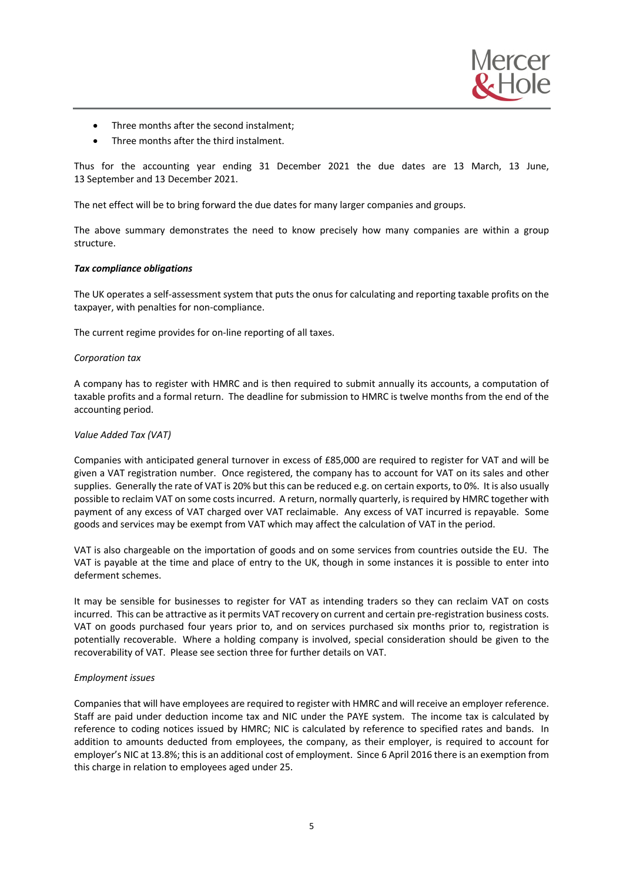- Three months after the second instalment;
- Three months after the third instalment.

Thus for the accounting year ending 31 December 2021 the due dates are 13 March, 13 June, 13 September and 13 December 2021.

The net effect will be to bring forward the due dates for many larger companies and groups.

The above summary demonstrates the need to know precisely how many companies are within a group structure.

***Tax compliance obligations***

The UK operates a self-assessment system that puts the onus for calculating and reporting taxable profits on the taxpayer, with penalties for non-compliance.

The current regime provides for on-line reporting of all taxes.

*Corporation tax*

A company has to register with HMRC and is then required to submit annually its accounts, a computation of taxable profits and a formal return. The deadline for submission to HMRC is twelve months from the end of the accounting period.

*Value Added Tax (VAT)*

Companies with anticipated general turnover in excess of £85,000 are required to register for VAT and will be given a VAT registration number. Once registered, the company has to account for VAT on its sales and other supplies. Generally the rate of VAT is 20% but this can be reduced e.g. on certain exports, to 0%. It is also usually possible to reclaim VAT on some costs incurred. A return, normally quarterly, is required by HMRC together with payment of any excess of VAT charged over VAT reclaimable. Any excess of VAT incurred is repayable. Some goods and services may be exempt from VAT which may affect the calculation of VAT in the period.

VAT is also chargeable on the importation of goods and on some services from countries outside the EU. The VAT is payable at the time and place of entry to the UK, though in some instances it is possible to enter into deferment schemes.

It may be sensible for businesses to register for VAT as intending traders so they can reclaim VAT on costs incurred. This can be attractive as it permits VAT recovery on current and certain pre-registration business costs. VAT on goods purchased four years prior to, and on services purchased six months prior to, registration is potentially recoverable. Where a holding company is involved, special consideration should be given to the recoverability of VAT. Please see section three for further details on VAT.

*Employment issues*

Companies that will have employees are required to register with HMRC and will receive an employer reference. Staff are paid under deduction income tax and NIC under the PAYE system. The income tax is calculated by reference to coding notices issued by HMRC; NIC is calculated by reference to specified rates and bands. In addition to amounts deducted from employees, the company, as their employer, is required to account for employer's NIC at 13.8%; this is an additional cost of employment. Since 6 April 2016 there is an exemption from this charge in relation to employees aged under 25.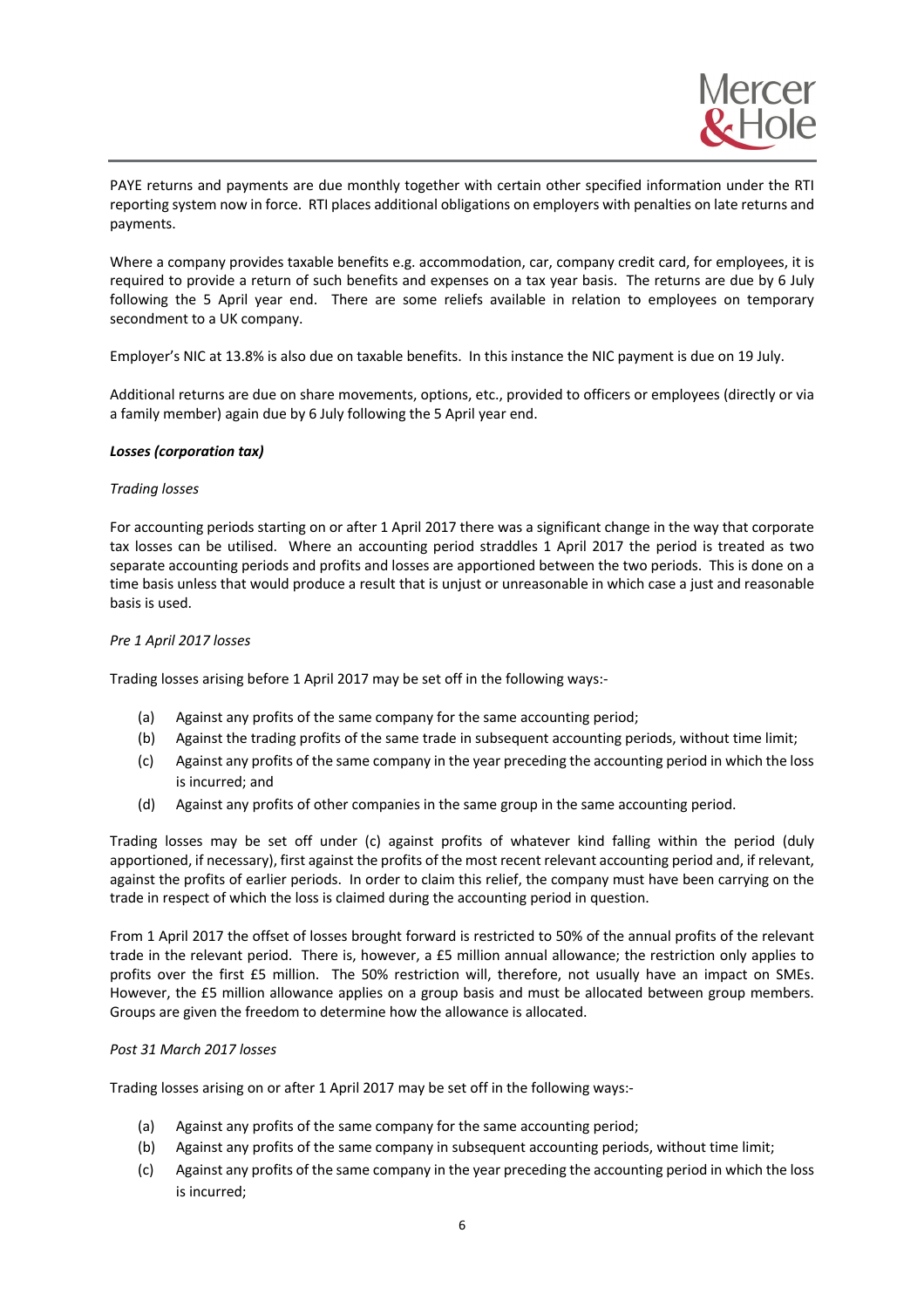PAYE returns and payments are due monthly together with certain other specified information under the RTI reporting system now in force. RTI places additional obligations on employers with penalties on late returns and payments.

Where a company provides taxable benefits e.g. accommodation, car, company credit card, for employees, it is required to provide a return of such benefits and expenses on a tax year basis. The returns are due by 6 July following the 5 April year end. There are some reliefs available in relation to employees on temporary secondment to a UK company.

Employer's NIC at 13.8% is also due on taxable benefits. In this instance the NIC payment is due on 19 July.

Additional returns are due on share movements, options, etc., provided to officers or employees (directly or via a family member) again due by 6 July following the 5 April year end.

***Losses (corporation tax)***

*Trading losses*

For accounting periods starting on or after 1 April 2017 there was a significant change in the way that corporate tax losses can be utilised. Where an accounting period straddles 1 April 2017 the period is treated as two separate accounting periods and profits and losses are apportioned between the two periods. This is done on a time basis unless that would produce a result that is unjust or unreasonable in which case a just and reasonable basis is used.

*Pre 1 April 2017 losses*

Trading losses arising before 1 April 2017 may be set off in the following ways:-

(a) Against any profits of the same company for the same accounting period;
(b) Against the trading profits of the same trade in subsequent accounting periods, without time limit;
(c) Against any profits of the same company in the year preceding the accounting period in which the loss is incurred; and
(d) Against any profits of other companies in the same group in the same accounting period.

Trading losses may be set off under (c) against profits of whatever kind falling within the period (duly apportioned, if necessary), first against the profits of the most recent relevant accounting period and, if relevant, against the profits of earlier periods. In order to claim this relief, the company must have been carrying on the trade in respect of which the loss is claimed during the accounting period in question.

From 1 April 2017 the offset of losses brought forward is restricted to 50% of the annual profits of the relevant trade in the relevant period. There is, however, a £5 million annual allowance; the restriction only applies to profits over the first £5 million. The 50% restriction will, therefore, not usually have an impact on SMEs. However, the £5 million allowance applies on a group basis and must be allocated between group members. Groups are given the freedom to determine how the allowance is allocated.

*Post 31 March 2017 losses*

Trading losses arising on or after 1 April 2017 may be set off in the following ways:-

(a) Against any profits of the same company for the same accounting period;
(b) Against any profits of the same company in subsequent accounting periods, without time limit;
(c) Against any profits of the same company in the year preceding the accounting period in which the loss is incurred;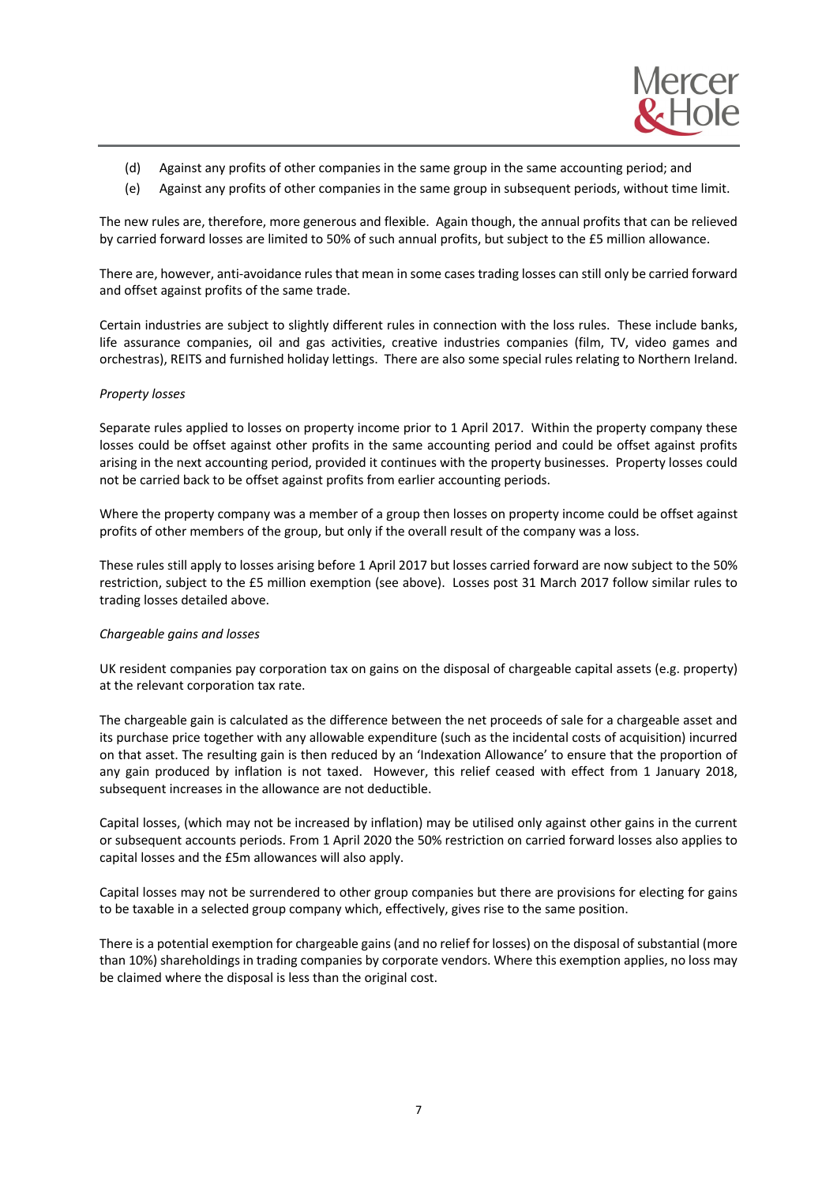(d) Against any profits of other companies in the same group in the same accounting period; and

(e) Against any profits of other companies in the same group in subsequent periods, without time limit.

The new rules are, therefore, more generous and flexible. Again though, the annual profits that can be relieved by carried forward losses are limited to 50% of such annual profits, but subject to the £5 million allowance.

There are, however, anti-avoidance rules that mean in some cases trading losses can still only be carried forward and offset against profits of the same trade.

Certain industries are subject to slightly different rules in connection with the loss rules. These include banks, life assurance companies, oil and gas activities, creative industries companies (film, TV, video games and orchestras), REITS and furnished holiday lettings. There are also some special rules relating to Northern Ireland.

*Property losses*

Separate rules applied to losses on property income prior to 1 April 2017. Within the property company these losses could be offset against other profits in the same accounting period and could be offset against profits arising in the next accounting period, provided it continues with the property businesses. Property losses could not be carried back to be offset against profits from earlier accounting periods.

Where the property company was a member of a group then losses on property income could be offset against profits of other members of the group, but only if the overall result of the company was a loss.

These rules still apply to losses arising before 1 April 2017 but losses carried forward are now subject to the 50% restriction, subject to the £5 million exemption (see above). Losses post 31 March 2017 follow similar rules to trading losses detailed above.

*Chargeable gains and losses*

UK resident companies pay corporation tax on gains on the disposal of chargeable capital assets (e.g. property) at the relevant corporation tax rate.

The chargeable gain is calculated as the difference between the net proceeds of sale for a chargeable asset and its purchase price together with any allowable expenditure (such as the incidental costs of acquisition) incurred on that asset. The resulting gain is then reduced by an 'Indexation Allowance' to ensure that the proportion of any gain produced by inflation is not taxed. However, this relief ceased with effect from 1 January 2018, subsequent increases in the allowance are not deductible.

Capital losses, (which may not be increased by inflation) may be utilised only against other gains in the current or subsequent accounts periods. From 1 April 2020 the 50% restriction on carried forward losses also applies to capital losses and the £5m allowances will also apply.

Capital losses may not be surrendered to other group companies but there are provisions for electing for gains to be taxable in a selected group company which, effectively, gives rise to the same position.

There is a potential exemption for chargeable gains (and no relief for losses) on the disposal of substantial (more than 10%) shareholdings in trading companies by corporate vendors. Where this exemption applies, no loss may be claimed where the disposal is less than the original cost.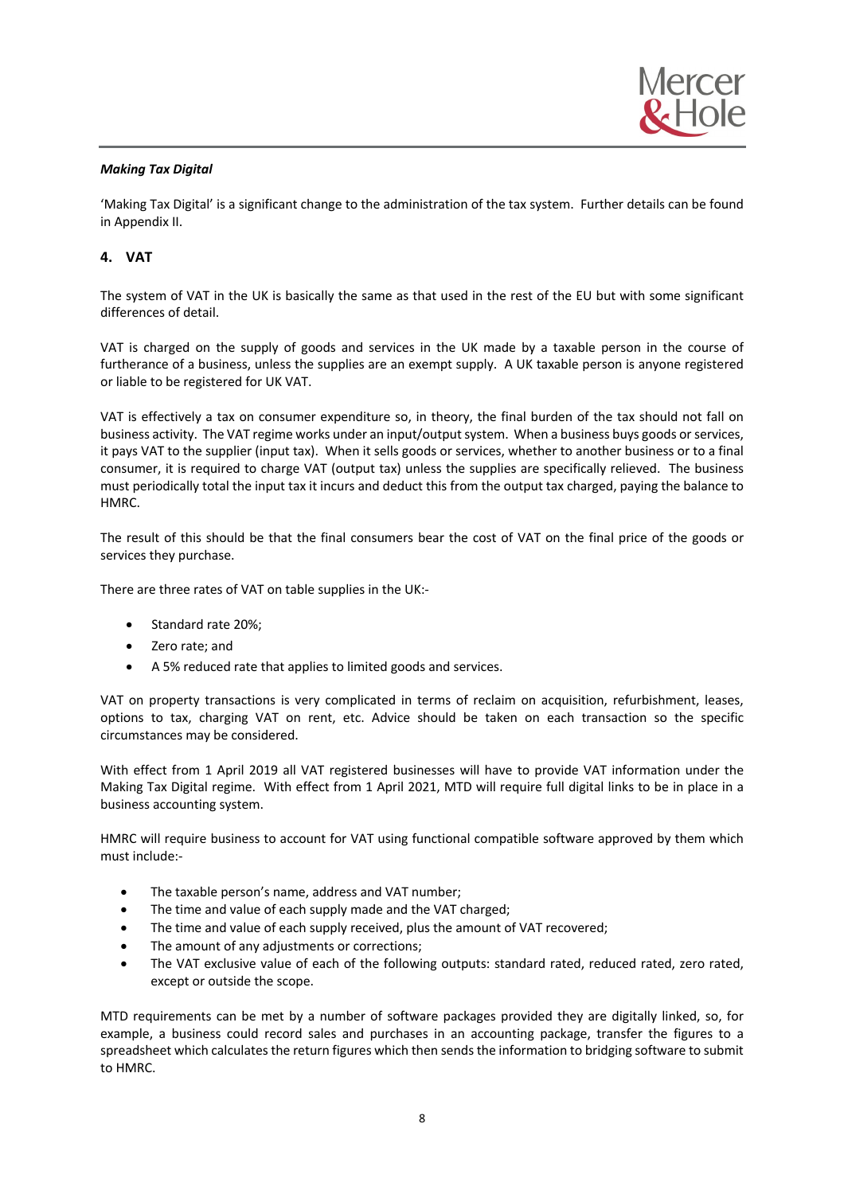***Making Tax Digital***

'Making Tax Digital' is a significant change to the administration of the tax system. Further details can be found in Appendix II.

## 4. VAT

The system of VAT in the UK is basically the same as that used in the rest of the EU but with some significant differences of detail.

VAT is charged on the supply of goods and services in the UK made by a taxable person in the course of furtherance of a business, unless the supplies are an exempt supply. A UK taxable person is anyone registered or liable to be registered for UK VAT.

VAT is effectively a tax on consumer expenditure so, in theory, the final burden of the tax should not fall on business activity. The VAT regime works under an input/output system. When a business buys goods or services, it pays VAT to the supplier (input tax). When it sells goods or services, whether to another business or to a final consumer, it is required to charge VAT (output tax) unless the supplies are specifically relieved. The business must periodically total the input tax it incurs and deduct this from the output tax charged, paying the balance to HMRC.

The result of this should be that the final consumers bear the cost of VAT on the final price of the goods or services they purchase.

There are three rates of VAT on table supplies in the UK:-

- Standard rate 20%;
- Zero rate; and
- A 5% reduced rate that applies to limited goods and services.

VAT on property transactions is very complicated in terms of reclaim on acquisition, refurbishment, leases, options to tax, charging VAT on rent, etc. Advice should be taken on each transaction so the specific circumstances may be considered.

With effect from 1 April 2019 all VAT registered businesses will have to provide VAT information under the Making Tax Digital regime. With effect from 1 April 2021, MTD will require full digital links to be in place in a business accounting system.

HMRC will require business to account for VAT using functional compatible software approved by them which must include:-

- The taxable person's name, address and VAT number;
- The time and value of each supply made and the VAT charged;
- The time and value of each supply received, plus the amount of VAT recovered;
- The amount of any adjustments or corrections;
- The VAT exclusive value of each of the following outputs: standard rated, reduced rated, zero rated, except or outside the scope.

MTD requirements can be met by a number of software packages provided they are digitally linked, so, for example, a business could record sales and purchases in an accounting package, transfer the figures to a spreadsheet which calculates the return figures which then sends the information to bridging software to submit to HMRC.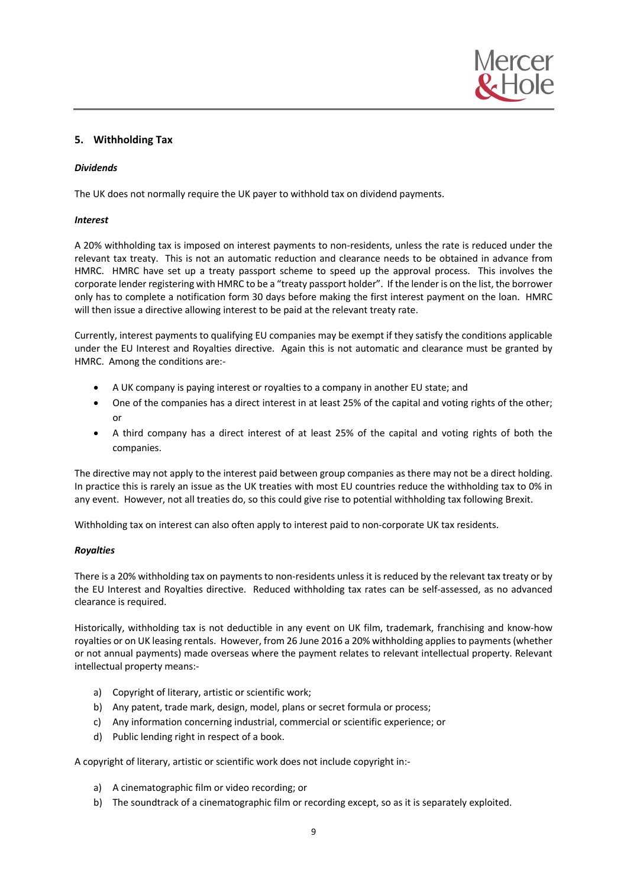## 5. Withholding Tax

***Dividends***

The UK does not normally require the UK payer to withhold tax on dividend payments.

***Interest***

A 20% withholding tax is imposed on interest payments to non-residents, unless the rate is reduced under the relevant tax treaty. This is not an automatic reduction and clearance needs to be obtained in advance from HMRC. HMRC have set up a treaty passport scheme to speed up the approval process. This involves the corporate lender registering with HMRC to be a "treaty passport holder". If the lender is on the list, the borrower only has to complete a notification form 30 days before making the first interest payment on the loan. HMRC will then issue a directive allowing interest to be paid at the relevant treaty rate.

Currently, interest payments to qualifying EU companies may be exempt if they satisfy the conditions applicable under the EU Interest and Royalties directive. Again this is not automatic and clearance must be granted by HMRC. Among the conditions are:-

- A UK company is paying interest or royalties to a company in another EU state; and
- One of the companies has a direct interest in at least 25% of the capital and voting rights of the other; or
- A third company has a direct interest of at least 25% of the capital and voting rights of both the companies.

The directive may not apply to the interest paid between group companies as there may not be a direct holding. In practice this is rarely an issue as the UK treaties with most EU countries reduce the withholding tax to 0% in any event. However, not all treaties do, so this could give rise to potential withholding tax following Brexit.

Withholding tax on interest can also often apply to interest paid to non-corporate UK tax residents.

***Royalties***

There is a 20% withholding tax on payments to non-residents unless it is reduced by the relevant tax treaty or by the EU Interest and Royalties directive. Reduced withholding tax rates can be self-assessed, as no advanced clearance is required.

Historically, withholding tax is not deductible in any event on UK film, trademark, franchising and know-how royalties or on UK leasing rentals. However, from 26 June 2016 a 20% withholding applies to payments (whether or not annual payments) made overseas where the payment relates to relevant intellectual property. Relevant intellectual property means:-

a) Copyright of literary, artistic or scientific work;
b) Any patent, trade mark, design, model, plans or secret formula or process;
c) Any information concerning industrial, commercial or scientific experience; or
d) Public lending right in respect of a book.

A copyright of literary, artistic or scientific work does not include copyright in:-

a) A cinematographic film or video recording; or
b) The soundtrack of a cinematographic film or recording except, so as it is separately exploited.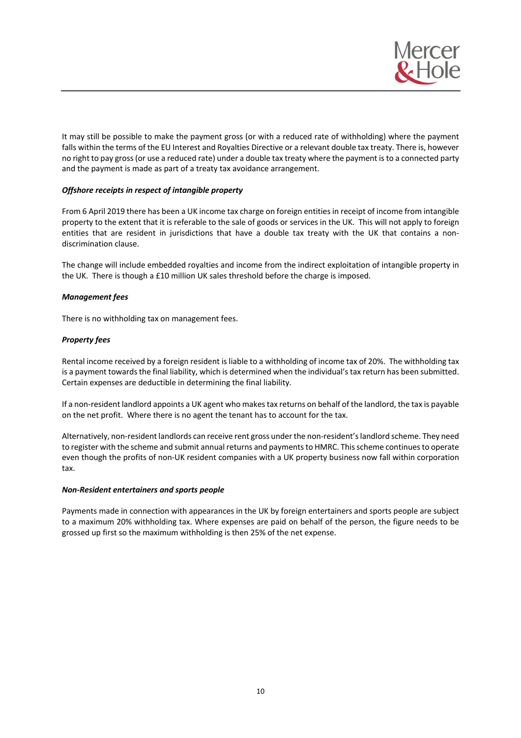It may still be possible to make the payment gross (or with a reduced rate of withholding) where the payment falls within the terms of the EU Interest and Royalties Directive or a relevant double tax treaty. There is, however no right to pay gross (or use a reduced rate) under a double tax treaty where the payment is to a connected party and the payment is made as part of a treaty tax avoidance arrangement.

***Offshore receipts in respect of intangible property***

From 6 April 2019 there has been a UK income tax charge on foreign entities in receipt of income from intangible property to the extent that it is referable to the sale of goods or services in the UK. This will not apply to foreign entities that are resident in jurisdictions that have a double tax treaty with the UK that contains a non-discrimination clause.

The change will include embedded royalties and income from the indirect exploitation of intangible property in the UK. There is though a £10 million UK sales threshold before the charge is imposed.

***Management fees***

There is no withholding tax on management fees.

***Property fees***

Rental income received by a foreign resident is liable to a withholding of income tax of 20%. The withholding tax is a payment towards the final liability, which is determined when the individual's tax return has been submitted. Certain expenses are deductible in determining the final liability.

If a non-resident landlord appoints a UK agent who makes tax returns on behalf of the landlord, the tax is payable on the net profit. Where there is no agent the tenant has to account for the tax.

Alternatively, non-resident landlords can receive rent gross under the non-resident's landlord scheme. They need to register with the scheme and submit annual returns and payments to HMRC. This scheme continues to operate even though the profits of non-UK resident companies with a UK property business now fall within corporation tax.

***Non-Resident entertainers and sports people***

Payments made in connection with appearances in the UK by foreign entertainers and sports people are subject to a maximum 20% withholding tax. Where expenses are paid on behalf of the person, the figure needs to be grossed up first so the maximum withholding is then 25% of the net expense.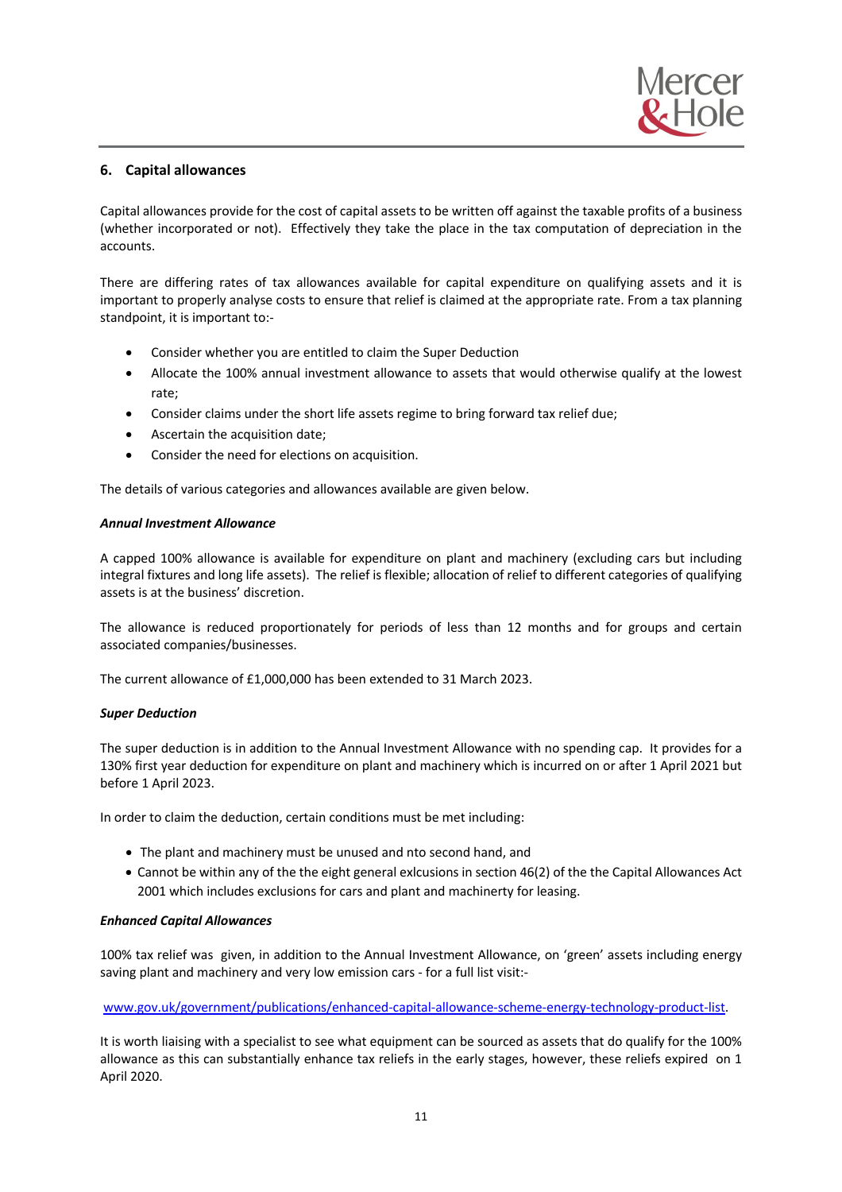## 6. Capital allowances

Capital allowances provide for the cost of capital assets to be written off against the taxable profits of a business (whether incorporated or not). Effectively they take the place in the tax computation of depreciation in the accounts.

There are differing rates of tax allowances available for capital expenditure on qualifying assets and it is important to properly analyse costs to ensure that relief is claimed at the appropriate rate. From a tax planning standpoint, it is important to:-

- Consider whether you are entitled to claim the Super Deduction
- Allocate the 100% annual investment allowance to assets that would otherwise qualify at the lowest rate;
- Consider claims under the short life assets regime to bring forward tax relief due;
- Ascertain the acquisition date;
- Consider the need for elections on acquisition.

The details of various categories and allowances available are given below.

***Annual Investment Allowance***

A capped 100% allowance is available for expenditure on plant and machinery (excluding cars but including integral fixtures and long life assets). The relief is flexible; allocation of relief to different categories of qualifying assets is at the business' discretion.

The allowance is reduced proportionately for periods of less than 12 months and for groups and certain associated companies/businesses.

The current allowance of £1,000,000 has been extended to 31 March 2023.

***Super Deduction***

The super deduction is in addition to the Annual Investment Allowance with no spending cap. It provides for a 130% first year deduction for expenditure on plant and machinery which is incurred on or after 1 April 2021 but before 1 April 2023.

In order to claim the deduction, certain conditions must be met including:

- The plant and machinery must be unused and nto second hand, and
- Cannot be within any of the the eight general exlcusions in section 46(2) of the the Capital Allowances Act 2001 which includes exclusions for cars and plant and machinerty for leasing.

***Enhanced Capital Allowances***

100% tax relief was given, in addition to the Annual Investment Allowance, on 'green' assets including energy saving plant and machinery and very low emission cars - for a full list visit:-

www.gov.uk/government/publications/enhanced-capital-allowance-scheme-energy-technology-product-list.

It is worth liaising with a specialist to see what equipment can be sourced as assets that do qualify for the 100% allowance as this can substantially enhance tax reliefs in the early stages, however, these reliefs expired on 1 April 2020.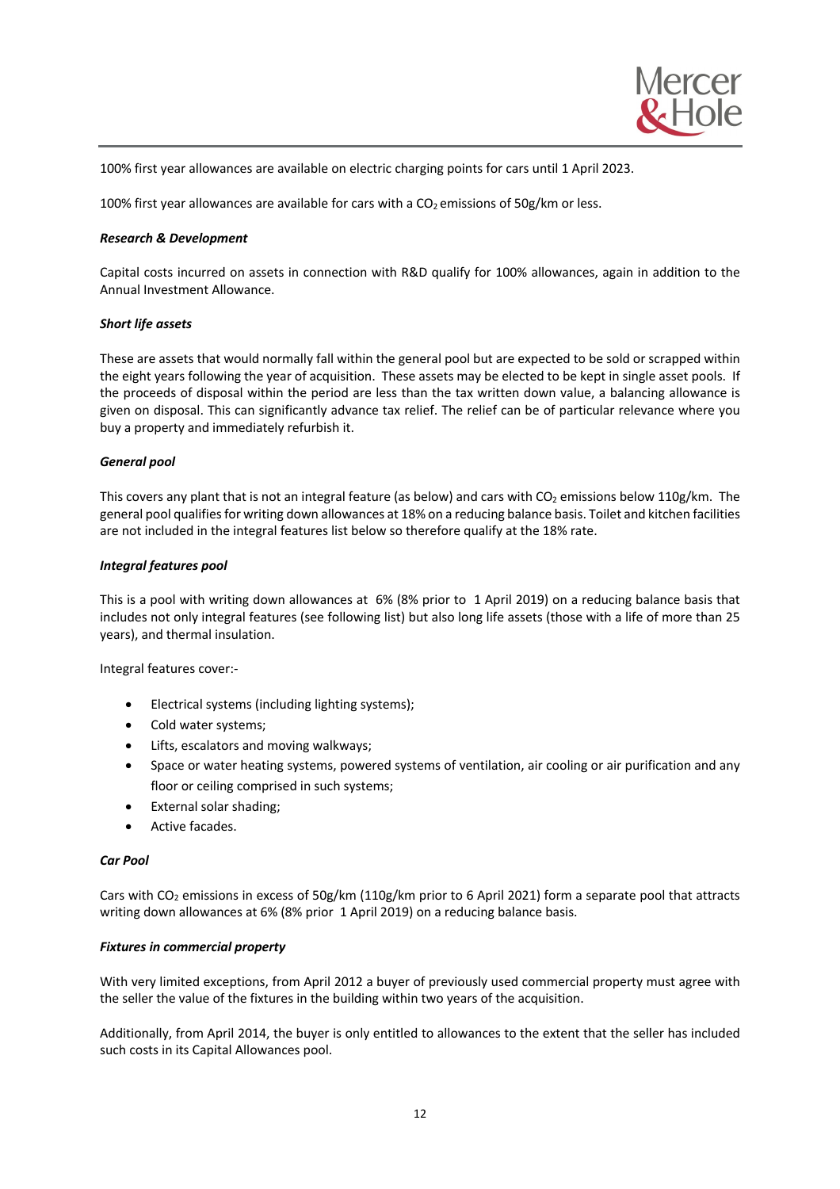100% first year allowances are available on electric charging points for cars until 1 April 2023.

100% first year allowances are available for cars with a $CO_2$ emissions of 50g/km or less.

***Research & Development***

Capital costs incurred on assets in connection with R&D qualify for 100% allowances, again in addition to the Annual Investment Allowance.

***Short life assets***

These are assets that would normally fall within the general pool but are expected to be sold or scrapped within the eight years following the year of acquisition. These assets may be elected to be kept in single asset pools. If the proceeds of disposal within the period are less than the tax written down value, a balancing allowance is given on disposal. This can significantly advance tax relief. The relief can be of particular relevance where you buy a property and immediately refurbish it.

***General pool***

This covers any plant that is not an integral feature (as below) and cars with $CO_2$ emissions below 110g/km. The general pool qualifies for writing down allowances at 18% on a reducing balance basis. Toilet and kitchen facilities are not included in the integral features list below so therefore qualify at the 18% rate.

***Integral features pool***

This is a pool with writing down allowances at 6% (8% prior to 1 April 2019) on a reducing balance basis that includes not only integral features (see following list) but also long life assets (those with a life of more than 25 years), and thermal insulation.

Integral features cover:-

- Electrical systems (including lighting systems);
- Cold water systems;
- Lifts, escalators and moving walkways;
- Space or water heating systems, powered systems of ventilation, air cooling or air purification and any floor or ceiling comprised in such systems;
- External solar shading;
- Active facades.

***Car Pool***

Cars with $CO_2$ emissions in excess of 50g/km (110g/km prior to 6 April 2021) form a separate pool that attracts writing down allowances at 6% (8% prior 1 April 2019) on a reducing balance basis.

***Fixtures in commercial property***

With very limited exceptions, from April 2012 a buyer of previously used commercial property must agree with the seller the value of the fixtures in the building within two years of the acquisition.

Additionally, from April 2014, the buyer is only entitled to allowances to the extent that the seller has included such costs in its Capital Allowances pool.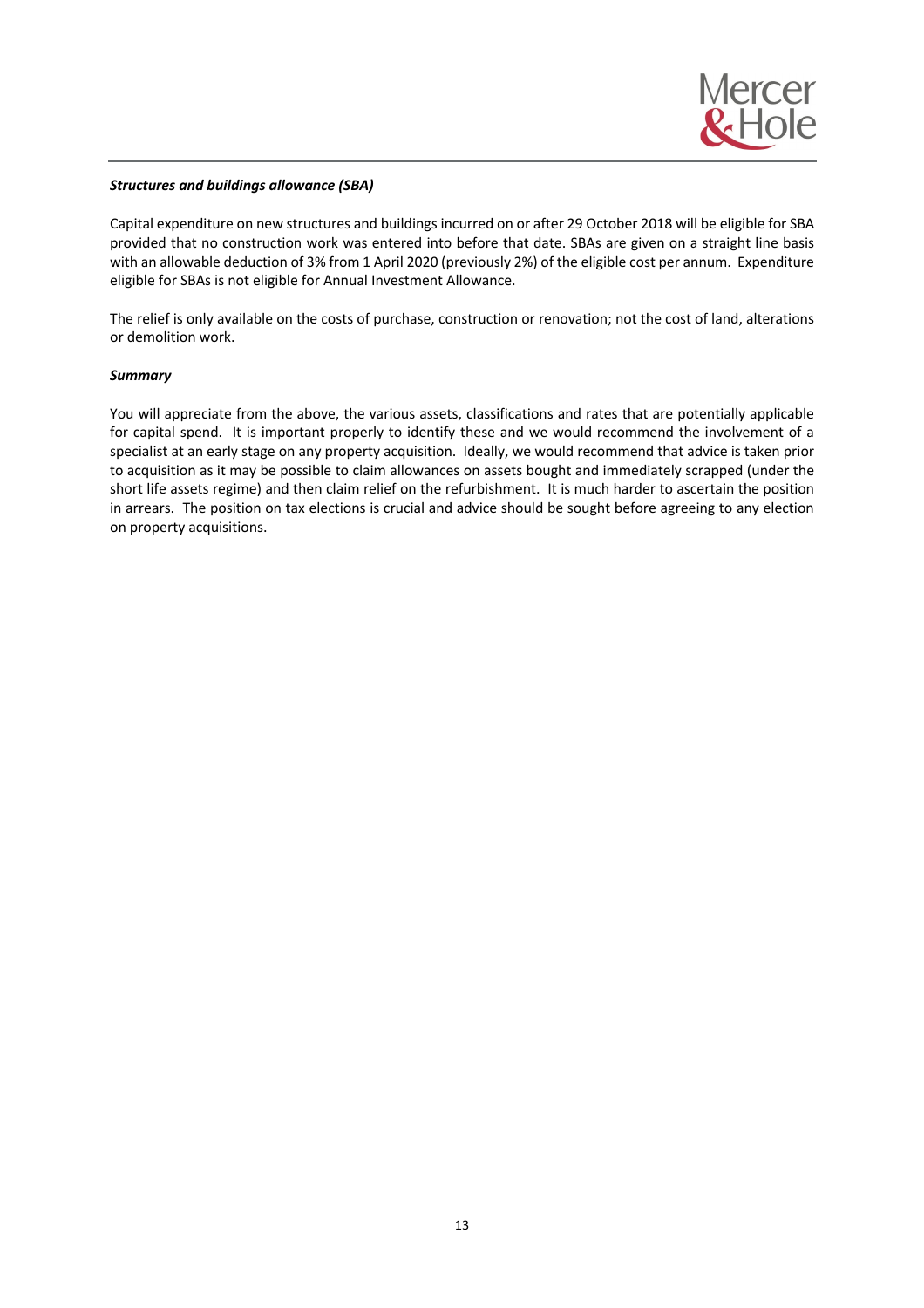***Structures and buildings allowance (SBA)***

Capital expenditure on new structures and buildings incurred on or after 29 October 2018 will be eligible for SBA provided that no construction work was entered into before that date. SBAs are given on a straight line basis with an allowable deduction of 3% from 1 April 2020 (previously 2%) of the eligible cost per annum. Expenditure eligible for SBAs is not eligible for Annual Investment Allowance.

The relief is only available on the costs of purchase, construction or renovation; not the cost of land, alterations or demolition work.

***Summary***

You will appreciate from the above, the various assets, classifications and rates that are potentially applicable for capital spend. It is important properly to identify these and we would recommend the involvement of a specialist at an early stage on any property acquisition. Ideally, we would recommend that advice is taken prior to acquisition as it may be possible to claim allowances on assets bought and immediately scrapped (under the short life assets regime) and then claim relief on the refurbishment. It is much harder to ascertain the position in arrears. The position on tax elections is crucial and advice should be sought before agreeing to any election on property acquisitions.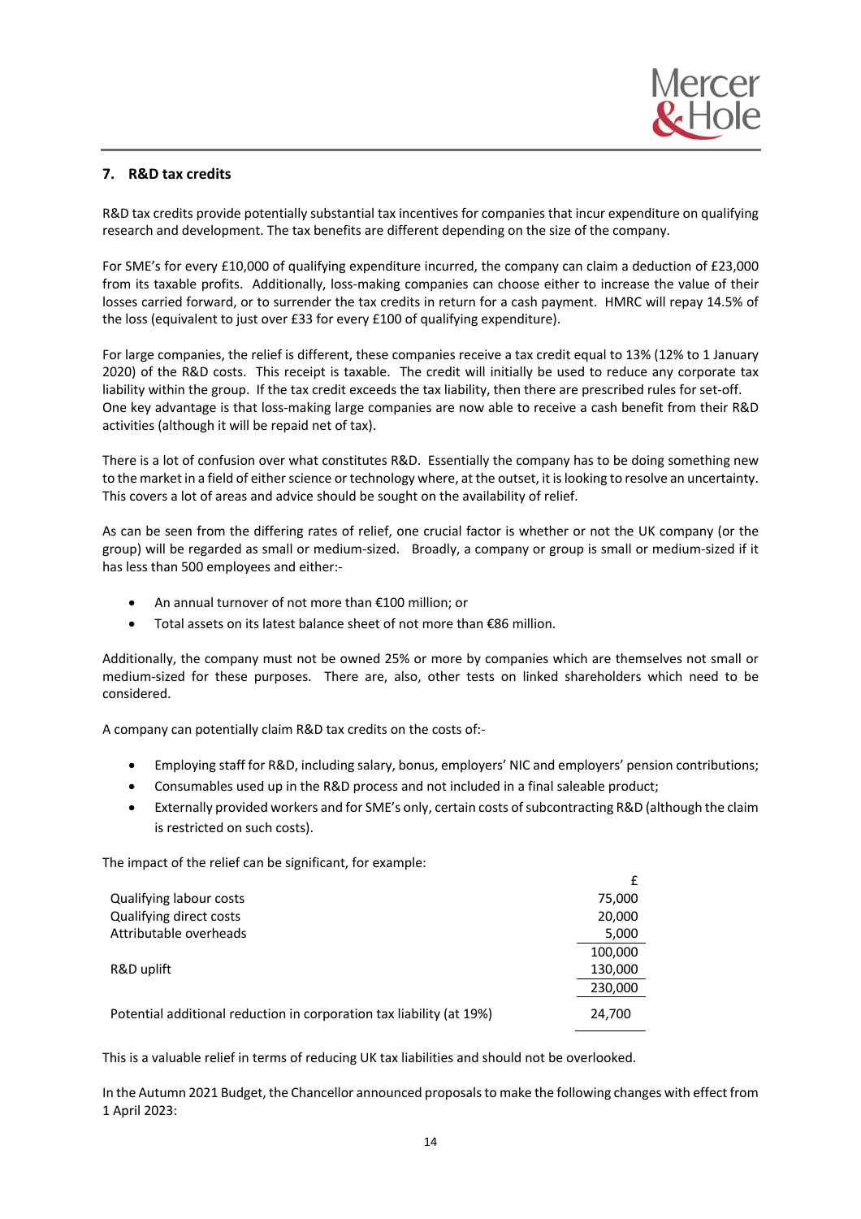## 7. R&D tax credits

R&D tax credits provide potentially substantial tax incentives for companies that incur expenditure on qualifying research and development. The tax benefits are different depending on the size of the company.

For SME's for every £10,000 of qualifying expenditure incurred, the company can claim a deduction of £23,000 from its taxable profits. Additionally, loss-making companies can choose either to increase the value of their losses carried forward, or to surrender the tax credits in return for a cash payment. HMRC will repay 14.5% of the loss (equivalent to just over £33 for every £100 of qualifying expenditure).

For large companies, the relief is different, these companies receive a tax credit equal to 13% (12% to 1 January 2020) of the R&D costs. This receipt is taxable. The credit will initially be used to reduce any corporate tax liability within the group. If the tax credit exceeds the tax liability, then there are prescribed rules for set-off. One key advantage is that loss-making large companies are now able to receive a cash benefit from their R&D activities (although it will be repaid net of tax).

There is a lot of confusion over what constitutes R&D. Essentially the company has to be doing something new to the market in a field of either science or technology where, at the outset, it is looking to resolve an uncertainty. This covers a lot of areas and advice should be sought on the availability of relief.

As can be seen from the differing rates of relief, one crucial factor is whether or not the UK company (or the group) will be regarded as small or medium-sized. Broadly, a company or group is small or medium-sized if it has less than 500 employees and either:-

- An annual turnover of not more than €100 million; or
- Total assets on its latest balance sheet of not more than €86 million.

Additionally, the company must not be owned 25% or more by companies which are themselves not small or medium-sized for these purposes. There are, also, other tests on linked shareholders which need to be considered.

A company can potentially claim R&D tax credits on the costs of:-

- Employing staff for R&D, including salary, bonus, employers' NIC and employers' pension contributions;
- Consumables used up in the R&D process and not included in a final saleable product;
- Externally provided workers and for SME's only, certain costs of subcontracting R&D (although the claim is restricted on such costs).

The impact of the relief can be significant, for example:

| | £ |
|---|---|
| Qualifying labour costs | 75,000 |
| Qualifying direct costs | 20,000 |
| Attributable overheads | 5,000 |
| | 100,000 |
| R&D uplift | 130,000 |
| | 230,000 |
| Potential additional reduction in corporation tax liability (at 19%) | 24,700 |

This is a valuable relief in terms of reducing UK tax liabilities and should not be overlooked.

In the Autumn 2021 Budget, the Chancellor announced proposals to make the following changes with effect from 1 April 2023: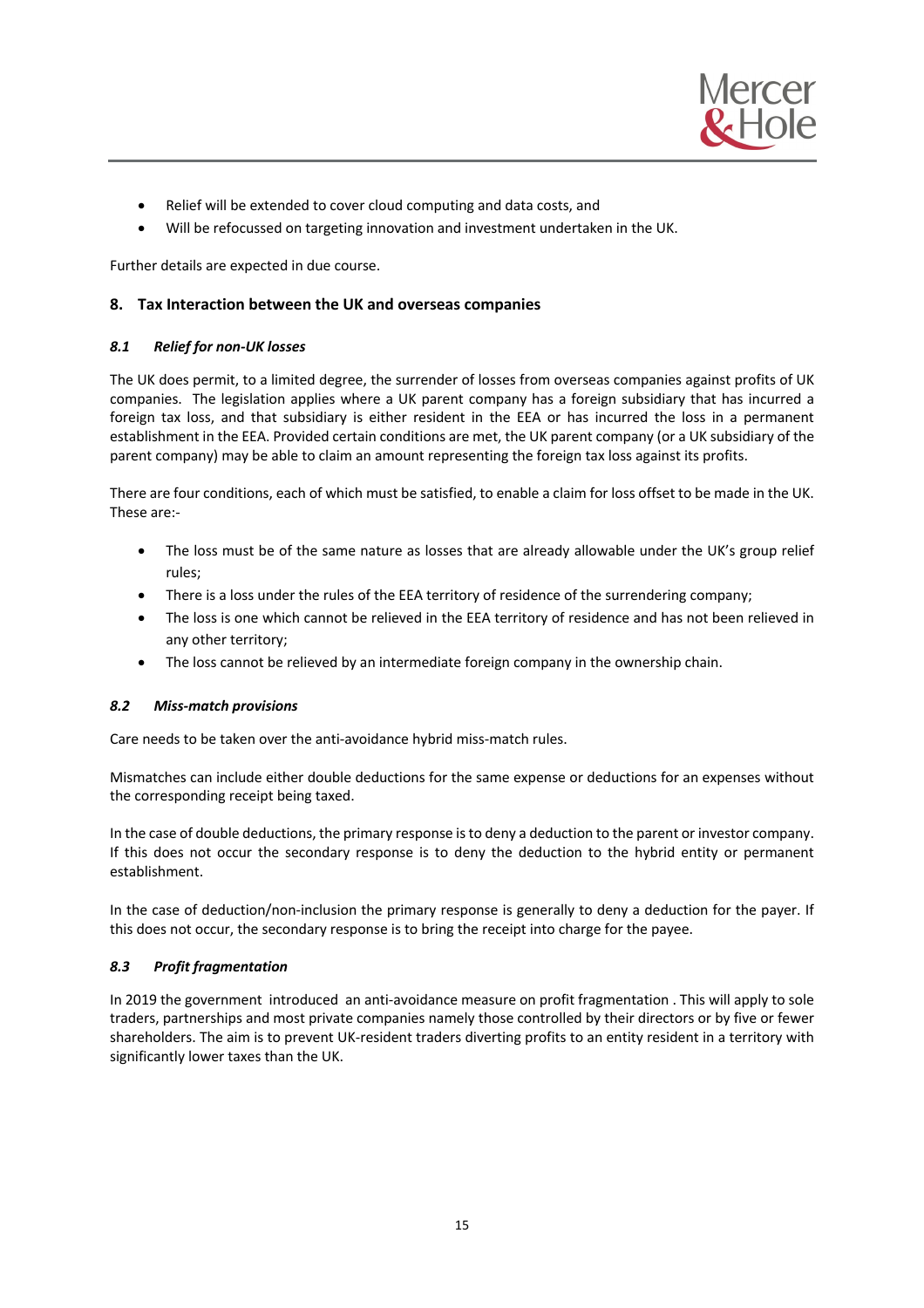- Relief will be extended to cover cloud computing and data costs, and
- Will be refocussed on targeting innovation and investment undertaken in the UK.

Further details are expected in due course.

## 8. Tax Interaction between the UK and overseas companies

### *8.1 Relief for non-UK losses*

The UK does permit, to a limited degree, the surrender of losses from overseas companies against profits of UK companies. The legislation applies where a UK parent company has a foreign subsidiary that has incurred a foreign tax loss, and that subsidiary is either resident in the EEA or has incurred the loss in a permanent establishment in the EEA. Provided certain conditions are met, the UK parent company (or a UK subsidiary of the parent company) may be able to claim an amount representing the foreign tax loss against its profits.

There are four conditions, each of which must be satisfied, to enable a claim for loss offset to be made in the UK. These are:-

- The loss must be of the same nature as losses that are already allowable under the UK's group relief rules;
- There is a loss under the rules of the EEA territory of residence of the surrendering company;
- The loss is one which cannot be relieved in the EEA territory of residence and has not been relieved in any other territory;
- The loss cannot be relieved by an intermediate foreign company in the ownership chain.

### *8.2 Miss-match provisions*

Care needs to be taken over the anti-avoidance hybrid miss-match rules.

Mismatches can include either double deductions for the same expense or deductions for an expenses without the corresponding receipt being taxed.

In the case of double deductions, the primary response is to deny a deduction to the parent or investor company. If this does not occur the secondary response is to deny the deduction to the hybrid entity or permanent establishment.

In the case of deduction/non-inclusion the primary response is generally to deny a deduction for the payer. If this does not occur, the secondary response is to bring the receipt into charge for the payee.

### *8.3 Profit fragmentation*

In 2019 the government introduced an anti-avoidance measure on profit fragmentation . This will apply to sole traders, partnerships and most private companies namely those controlled by their directors or by five or fewer shareholders. The aim is to prevent UK-resident traders diverting profits to an entity resident in a territory with significantly lower taxes than the UK.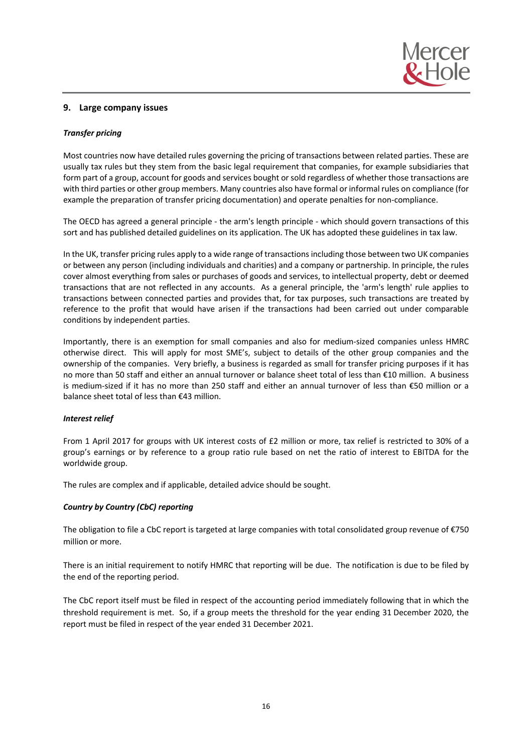## 9. Large company issues

***Transfer pricing***

Most countries now have detailed rules governing the pricing of transactions between related parties. These are usually tax rules but they stem from the basic legal requirement that companies, for example subsidiaries that form part of a group, account for goods and services bought or sold regardless of whether those transactions are with third parties or other group members. Many countries also have formal or informal rules on compliance (for example the preparation of transfer pricing documentation) and operate penalties for non-compliance.

The OECD has agreed a general principle - the arm's length principle - which should govern transactions of this sort and has published detailed guidelines on its application. The UK has adopted these guidelines in tax law.

In the UK, transfer pricing rules apply to a wide range of transactions including those between two UK companies or between any person (including individuals and charities) and a company or partnership. In principle, the rules cover almost everything from sales or purchases of goods and services, to intellectual property, debt or deemed transactions that are not reflected in any accounts. As a general principle, the 'arm's length' rule applies to transactions between connected parties and provides that, for tax purposes, such transactions are treated by reference to the profit that would have arisen if the transactions had been carried out under comparable conditions by independent parties.

Importantly, there is an exemption for small companies and also for medium-sized companies unless HMRC otherwise direct. This will apply for most SME's, subject to details of the other group companies and the ownership of the companies. Very briefly, a business is regarded as small for transfer pricing purposes if it has no more than 50 staff and either an annual turnover or balance sheet total of less than €10 million. A business is medium-sized if it has no more than 250 staff and either an annual turnover of less than €50 million or a balance sheet total of less than €43 million.

***Interest relief***

From 1 April 2017 for groups with UK interest costs of £2 million or more, tax relief is restricted to 30% of a group's earnings or by reference to a group ratio rule based on net the ratio of interest to EBITDA for the worldwide group.

The rules are complex and if applicable, detailed advice should be sought.

***Country by Country (CbC) reporting***

The obligation to file a CbC report is targeted at large companies with total consolidated group revenue of €750 million or more.

There is an initial requirement to notify HMRC that reporting will be due. The notification is due to be filed by the end of the reporting period.

The CbC report itself must be filed in respect of the accounting period immediately following that in which the threshold requirement is met. So, if a group meets the threshold for the year ending 31 December 2020, the report must be filed in respect of the year ended 31 December 2021.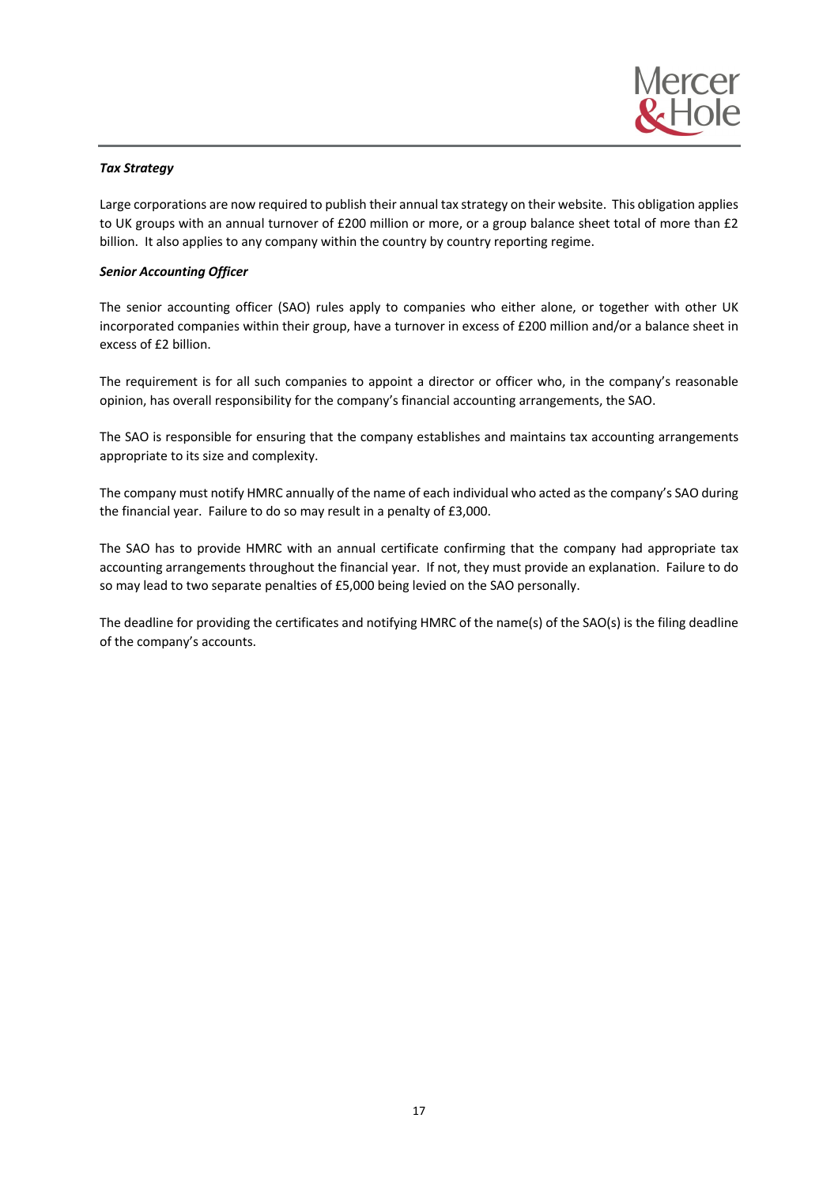***Tax Strategy***

Large corporations are now required to publish their annual tax strategy on their website. This obligation applies to UK groups with an annual turnover of £200 million or more, or a group balance sheet total of more than £2 billion. It also applies to any company within the country by country reporting regime.

***Senior Accounting Officer***

The senior accounting officer (SAO) rules apply to companies who either alone, or together with other UK incorporated companies within their group, have a turnover in excess of £200 million and/or a balance sheet in excess of £2 billion.

The requirement is for all such companies to appoint a director or officer who, in the company's reasonable opinion, has overall responsibility for the company's financial accounting arrangements, the SAO.

The SAO is responsible for ensuring that the company establishes and maintains tax accounting arrangements appropriate to its size and complexity.

The company must notify HMRC annually of the name of each individual who acted as the company's SAO during the financial year. Failure to do so may result in a penalty of £3,000.

The SAO has to provide HMRC with an annual certificate confirming that the company had appropriate tax accounting arrangements throughout the financial year. If not, they must provide an explanation. Failure to do so may lead to two separate penalties of £5,000 being levied on the SAO personally.

The deadline for providing the certificates and notifying HMRC of the name(s) of the SAO(s) is the filing deadline of the company's accounts.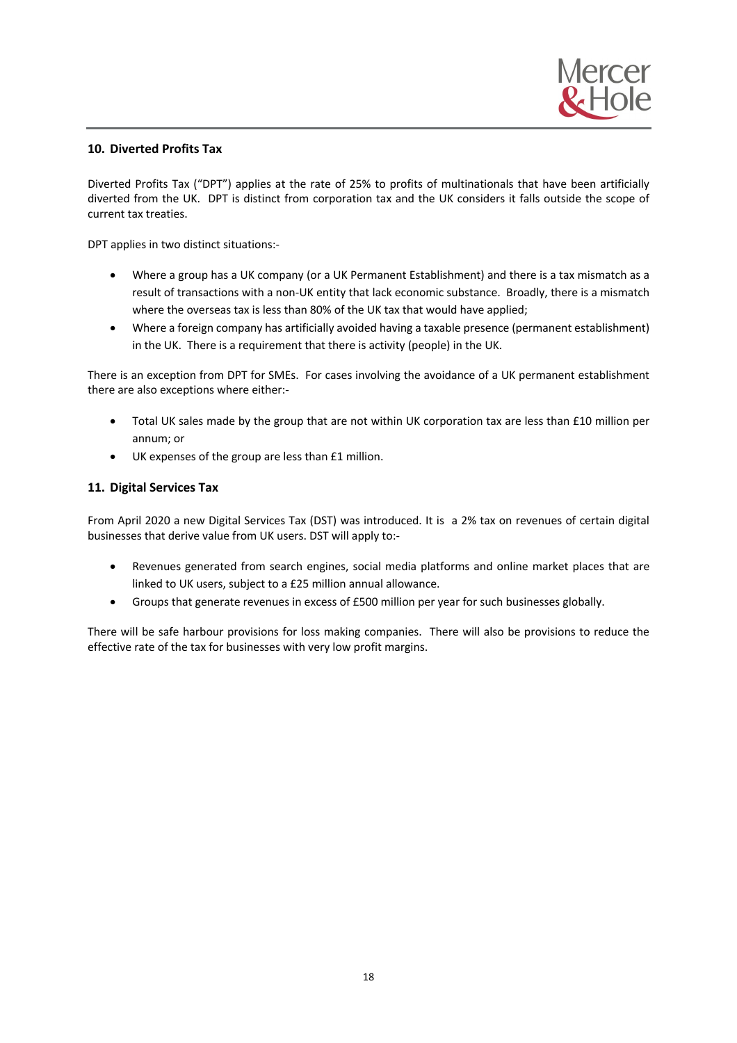## 10. Diverted Profits Tax

Diverted Profits Tax ("DPT") applies at the rate of 25% to profits of multinationals that have been artificially diverted from the UK. DPT is distinct from corporation tax and the UK considers it falls outside the scope of current tax treaties.

DPT applies in two distinct situations:-

- Where a group has a UK company (or a UK Permanent Establishment) and there is a tax mismatch as a result of transactions with a non-UK entity that lack economic substance. Broadly, there is a mismatch where the overseas tax is less than 80% of the UK tax that would have applied;
- Where a foreign company has artificially avoided having a taxable presence (permanent establishment) in the UK. There is a requirement that there is activity (people) in the UK.

There is an exception from DPT for SMEs. For cases involving the avoidance of a UK permanent establishment there are also exceptions where either:-

- Total UK sales made by the group that are not within UK corporation tax are less than £10 million per annum; or
- UK expenses of the group are less than £1 million.

## 11. Digital Services Tax

From April 2020 a new Digital Services Tax (DST) was introduced. It is a 2% tax on revenues of certain digital businesses that derive value from UK users. DST will apply to:-

- Revenues generated from search engines, social media platforms and online market places that are linked to UK users, subject to a £25 million annual allowance.
- Groups that generate revenues in excess of £500 million per year for such businesses globally.

There will be safe harbour provisions for loss making companies. There will also be provisions to reduce the effective rate of the tax for businesses with very low profit margins.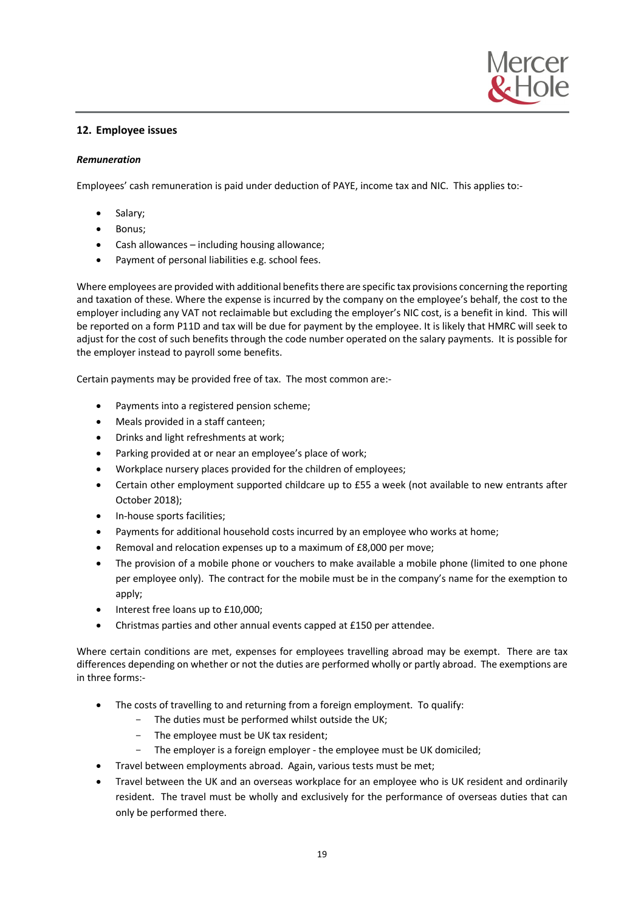## 12. Employee issues

***Remuneration***

Employees' cash remuneration is paid under deduction of PAYE, income tax and NIC. This applies to:-

- Salary;
- Bonus;
- Cash allowances – including housing allowance;
- Payment of personal liabilities e.g. school fees.

Where employees are provided with additional benefits there are specific tax provisions concerning the reporting and taxation of these. Where the expense is incurred by the company on the employee's behalf, the cost to the employer including any VAT not reclaimable but excluding the employer's NIC cost, is a benefit in kind. This will be reported on a form P11D and tax will be due for payment by the employee. It is likely that HMRC will seek to adjust for the cost of such benefits through the code number operated on the salary payments. It is possible for the employer instead to payroll some benefits.

Certain payments may be provided free of tax. The most common are:-

- Payments into a registered pension scheme;
- Meals provided in a staff canteen;
- Drinks and light refreshments at work;
- Parking provided at or near an employee's place of work;
- Workplace nursery places provided for the children of employees;
- Certain other employment supported childcare up to £55 a week (not available to new entrants after October 2018);
- In-house sports facilities;
- Payments for additional household costs incurred by an employee who works at home;
- Removal and relocation expenses up to a maximum of £8,000 per move;
- The provision of a mobile phone or vouchers to make available a mobile phone (limited to one phone per employee only). The contract for the mobile must be in the company's name for the exemption to apply;
- Interest free loans up to £10,000;
- Christmas parties and other annual events capped at £150 per attendee.

Where certain conditions are met, expenses for employees travelling abroad may be exempt. There are tax differences depending on whether or not the duties are performed wholly or partly abroad. The exemptions are in three forms:-

- The costs of travelling to and returning from a foreign employment. To qualify:
  - The duties must be performed whilst outside the UK;
  - The employee must be UK tax resident;
  - The employer is a foreign employer - the employee must be UK domiciled;
- Travel between employments abroad. Again, various tests must be met;
- Travel between the UK and an overseas workplace for an employee who is UK resident and ordinarily resident. The travel must be wholly and exclusively for the performance of overseas duties that can only be performed there.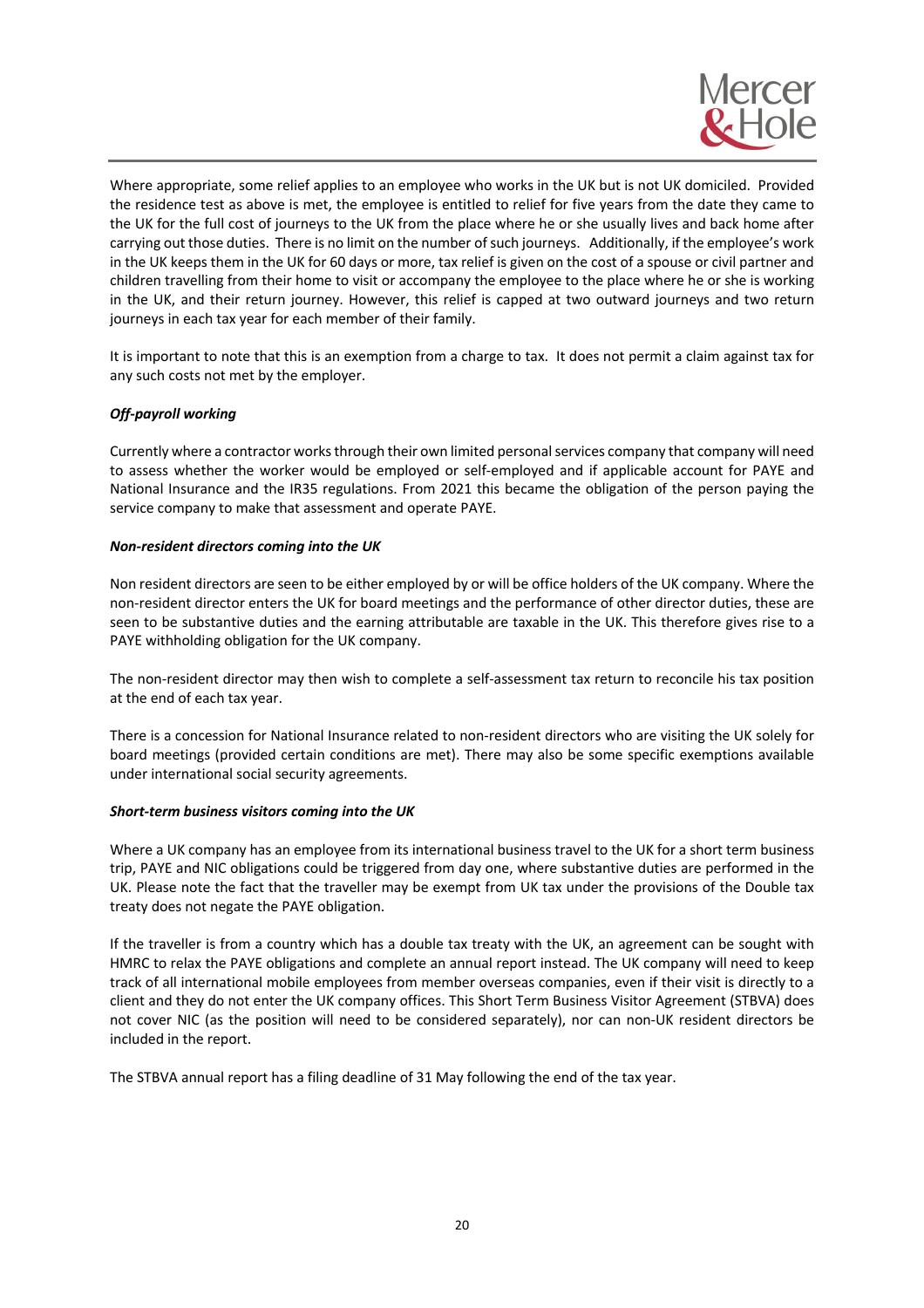Where appropriate, some relief applies to an employee who works in the UK but is not UK domiciled. Provided the residence test as above is met, the employee is entitled to relief for five years from the date they came to the UK for the full cost of journeys to the UK from the place where he or she usually lives and back home after carrying out those duties. There is no limit on the number of such journeys. Additionally, if the employee's work in the UK keeps them in the UK for 60 days or more, tax relief is given on the cost of a spouse or civil partner and children travelling from their home to visit or accompany the employee to the place where he or she is working in the UK, and their return journey. However, this relief is capped at two outward journeys and two return journeys in each tax year for each member of their family.

It is important to note that this is an exemption from a charge to tax. It does not permit a claim against tax for any such costs not met by the employer.

***Off-payroll working***

Currently where a contractor works through their own limited personal services company that company will need to assess whether the worker would be employed or self-employed and if applicable account for PAYE and National Insurance and the IR35 regulations. From 2021 this became the obligation of the person paying the service company to make that assessment and operate PAYE.

***Non-resident directors coming into the UK***

Non resident directors are seen to be either employed by or will be office holders of the UK company. Where the non-resident director enters the UK for board meetings and the performance of other director duties, these are seen to be substantive duties and the earning attributable are taxable in the UK. This therefore gives rise to a PAYE withholding obligation for the UK company.

The non-resident director may then wish to complete a self-assessment tax return to reconcile his tax position at the end of each tax year.

There is a concession for National Insurance related to non-resident directors who are visiting the UK solely for board meetings (provided certain conditions are met). There may also be some specific exemptions available under international social security agreements.

***Short-term business visitors coming into the UK***

Where a UK company has an employee from its international business travel to the UK for a short term business trip, PAYE and NIC obligations could be triggered from day one, where substantive duties are performed in the UK. Please note the fact that the traveller may be exempt from UK tax under the provisions of the Double tax treaty does not negate the PAYE obligation.

If the traveller is from a country which has a double tax treaty with the UK, an agreement can be sought with HMRC to relax the PAYE obligations and complete an annual report instead. The UK company will need to keep track of all international mobile employees from member overseas companies, even if their visit is directly to a client and they do not enter the UK company offices. This Short Term Business Visitor Agreement (STBVA) does not cover NIC (as the position will need to be considered separately), nor can non-UK resident directors be included in the report.

The STBVA annual report has a filing deadline of 31 May following the end of the tax year.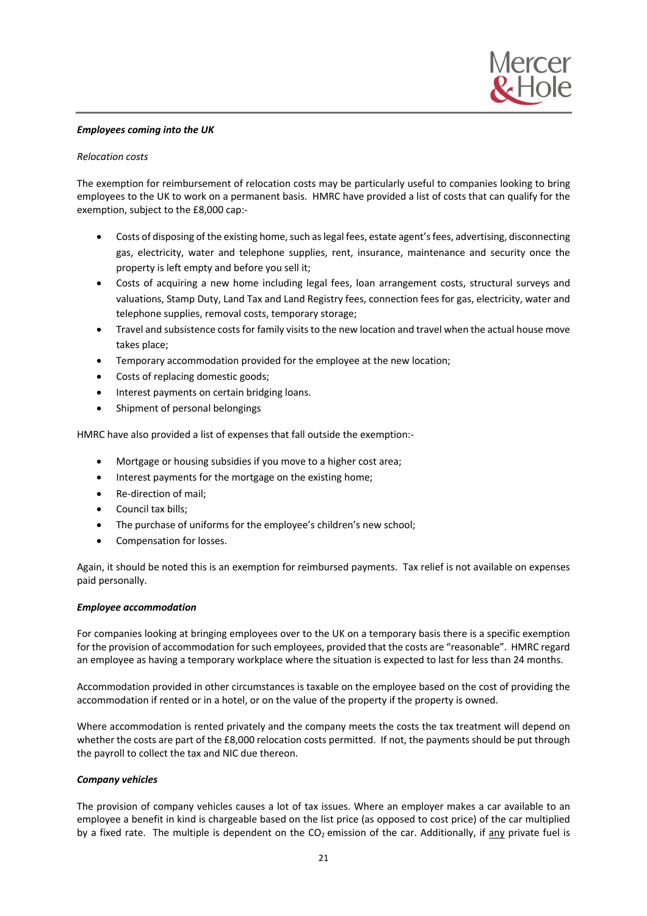***Employees coming into the UK***

*Relocation costs*

The exemption for reimbursement of relocation costs may be particularly useful to companies looking to bring employees to the UK to work on a permanent basis. HMRC have provided a list of costs that can qualify for the exemption, subject to the £8,000 cap:-

- Costs of disposing of the existing home, such as legal fees, estate agent's fees, advertising, disconnecting gas, electricity, water and telephone supplies, rent, insurance, maintenance and security once the property is left empty and before you sell it;
- Costs of acquiring a new home including legal fees, loan arrangement costs, structural surveys and valuations, Stamp Duty, Land Tax and Land Registry fees, connection fees for gas, electricity, water and telephone supplies, removal costs, temporary storage;
- Travel and subsistence costs for family visits to the new location and travel when the actual house move takes place;
- Temporary accommodation provided for the employee at the new location;
- Costs of replacing domestic goods;
- Interest payments on certain bridging loans.
- Shipment of personal belongings

HMRC have also provided a list of expenses that fall outside the exemption:-

- Mortgage or housing subsidies if you move to a higher cost area;
- Interest payments for the mortgage on the existing home;
- Re-direction of mail;
- Council tax bills;
- The purchase of uniforms for the employee's children's new school;
- Compensation for losses.

Again, it should be noted this is an exemption for reimbursed payments. Tax relief is not available on expenses paid personally.

***Employee accommodation***

For companies looking at bringing employees over to the UK on a temporary basis there is a specific exemption for the provision of accommodation for such employees, provided that the costs are "reasonable". HMRC regard an employee as having a temporary workplace where the situation is expected to last for less than 24 months.

Accommodation provided in other circumstances is taxable on the employee based on the cost of providing the accommodation if rented or in a hotel, or on the value of the property if the property is owned.

Where accommodation is rented privately and the company meets the costs the tax treatment will depend on whether the costs are part of the £8,000 relocation costs permitted. If not, the payments should be put through the payroll to collect the tax and NIC due thereon.

***Company vehicles***

The provision of company vehicles causes a lot of tax issues. Where an employer makes a car available to an employee a benefit in kind is chargeable based on the list price (as opposed to cost price) of the car multiplied by a fixed rate. The multiple is dependent on the $CO_2$ emission of the car. Additionally, if <u>any</u> private fuel is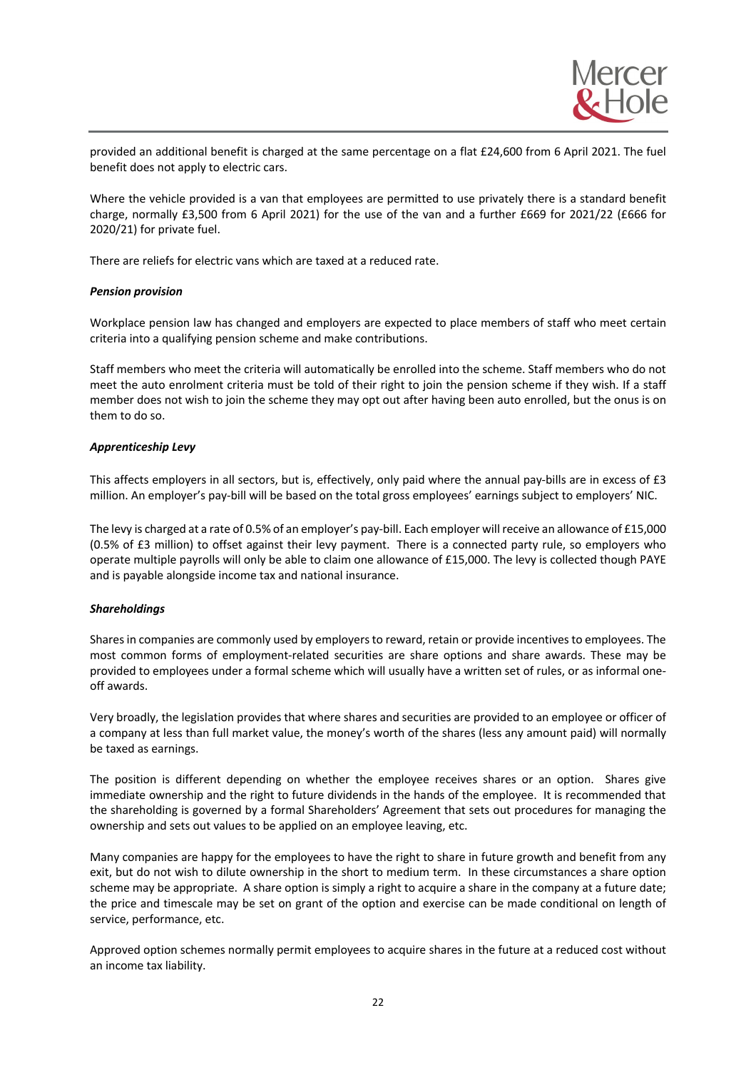provided an additional benefit is charged at the same percentage on a flat £24,600 from 6 April 2021. The fuel benefit does not apply to electric cars.

Where the vehicle provided is a van that employees are permitted to use privately there is a standard benefit charge, normally £3,500 from 6 April 2021) for the use of the van and a further £669 for 2021/22 (£666 for 2020/21) for private fuel.

There are reliefs for electric vans which are taxed at a reduced rate.

***Pension provision***

Workplace pension law has changed and employers are expected to place members of staff who meet certain criteria into a qualifying pension scheme and make contributions.

Staff members who meet the criteria will automatically be enrolled into the scheme. Staff members who do not meet the auto enrolment criteria must be told of their right to join the pension scheme if they wish. If a staff member does not wish to join the scheme they may opt out after having been auto enrolled, but the onus is on them to do so.

***Apprenticeship Levy***

This affects employers in all sectors, but is, effectively, only paid where the annual pay-bills are in excess of £3 million. An employer's pay-bill will be based on the total gross employees' earnings subject to employers' NIC.

The levy is charged at a rate of 0.5% of an employer's pay-bill. Each employer will receive an allowance of £15,000 (0.5% of £3 million) to offset against their levy payment. There is a connected party rule, so employers who operate multiple payrolls will only be able to claim one allowance of £15,000. The levy is collected though PAYE and is payable alongside income tax and national insurance.

***Shareholdings***

Shares in companies are commonly used by employers to reward, retain or provide incentives to employees. The most common forms of employment-related securities are share options and share awards. These may be provided to employees under a formal scheme which will usually have a written set of rules, or as informal one-off awards.

Very broadly, the legislation provides that where shares and securities are provided to an employee or officer of a company at less than full market value, the money's worth of the shares (less any amount paid) will normally be taxed as earnings.

The position is different depending on whether the employee receives shares or an option. Shares give immediate ownership and the right to future dividends in the hands of the employee. It is recommended that the shareholding is governed by a formal Shareholders' Agreement that sets out procedures for managing the ownership and sets out values to be applied on an employee leaving, etc.

Many companies are happy for the employees to have the right to share in future growth and benefit from any exit, but do not wish to dilute ownership in the short to medium term. In these circumstances a share option scheme may be appropriate. A share option is simply a right to acquire a share in the company at a future date; the price and timescale may be set on grant of the option and exercise can be made conditional on length of service, performance, etc.

Approved option schemes normally permit employees to acquire shares in the future at a reduced cost without an income tax liability.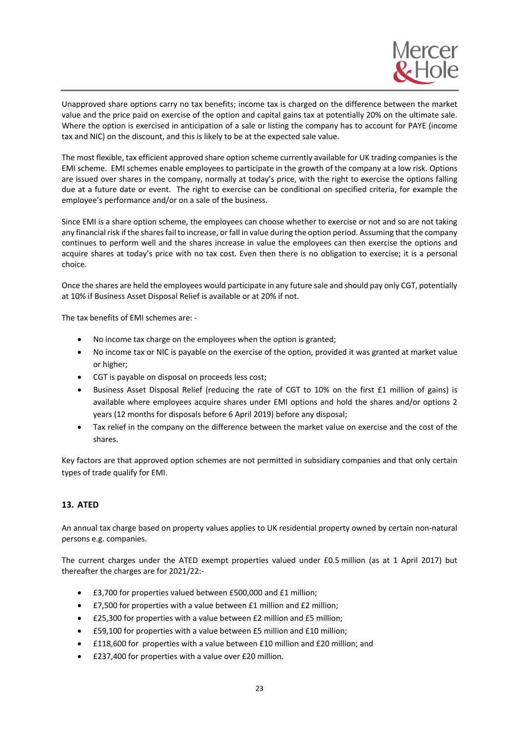Unapproved share options carry no tax benefits; income tax is charged on the difference between the market value and the price paid on exercise of the option and capital gains tax at potentially 20% on the ultimate sale. Where the option is exercised in anticipation of a sale or listing the company has to account for PAYE (income tax and NIC) on the discount, and this is likely to be at the expected sale value.

The most flexible, tax efficient approved share option scheme currently available for UK trading companies is the EMI scheme. EMI schemes enable employees to participate in the growth of the company at a low risk. Options are issued over shares in the company, normally at today's price, with the right to exercise the options falling due at a future date or event. The right to exercise can be conditional on specified criteria, for example the employee's performance and/or on a sale of the business.

Since EMI is a share option scheme, the employees can choose whether to exercise or not and so are not taking any financial risk if the shares fail to increase, or fall in value during the option period. Assuming that the company continues to perform well and the shares increase in value the employees can then exercise the options and acquire shares at today's price with no tax cost. Even then there is no obligation to exercise; it is a personal choice.

Once the shares are held the employees would participate in any future sale and should pay only CGT, potentially at 10% if Business Asset Disposal Relief is available or at 20% if not.

The tax benefits of EMI schemes are: -

- No income tax charge on the employees when the option is granted;
- No income tax or NIC is payable on the exercise of the option, provided it was granted at market value or higher;
- CGT is payable on disposal on proceeds less cost;
- Business Asset Disposal Relief (reducing the rate of CGT to 10% on the first £1 million of gains) is available where employees acquire shares under EMI options and hold the shares and/or options 2 years (12 months for disposals before 6 April 2019) before any disposal;
- Tax relief in the company on the difference between the market value on exercise and the cost of the shares.

Key factors are that approved option schemes are not permitted in subsidiary companies and that only certain types of trade qualify for EMI.

## 13. ATED

An annual tax charge based on property values applies to UK residential property owned by certain non-natural persons e.g. companies.

The current charges under the ATED exempt properties valued under £0.5 million (as at 1 April 2017) but thereafter the charges are for 2021/22:-

- £3,700 for properties valued between £500,000 and £1 million;
- £7,500 for properties with a value between £1 million and £2 million;
- £25,300 for properties with a value between £2 million and £5 million;
- £59,100 for properties with a value between £5 million and £10 million;
- £118,600 for properties with a value between £10 million and £20 million; and
- £237,400 for properties with a value over £20 million.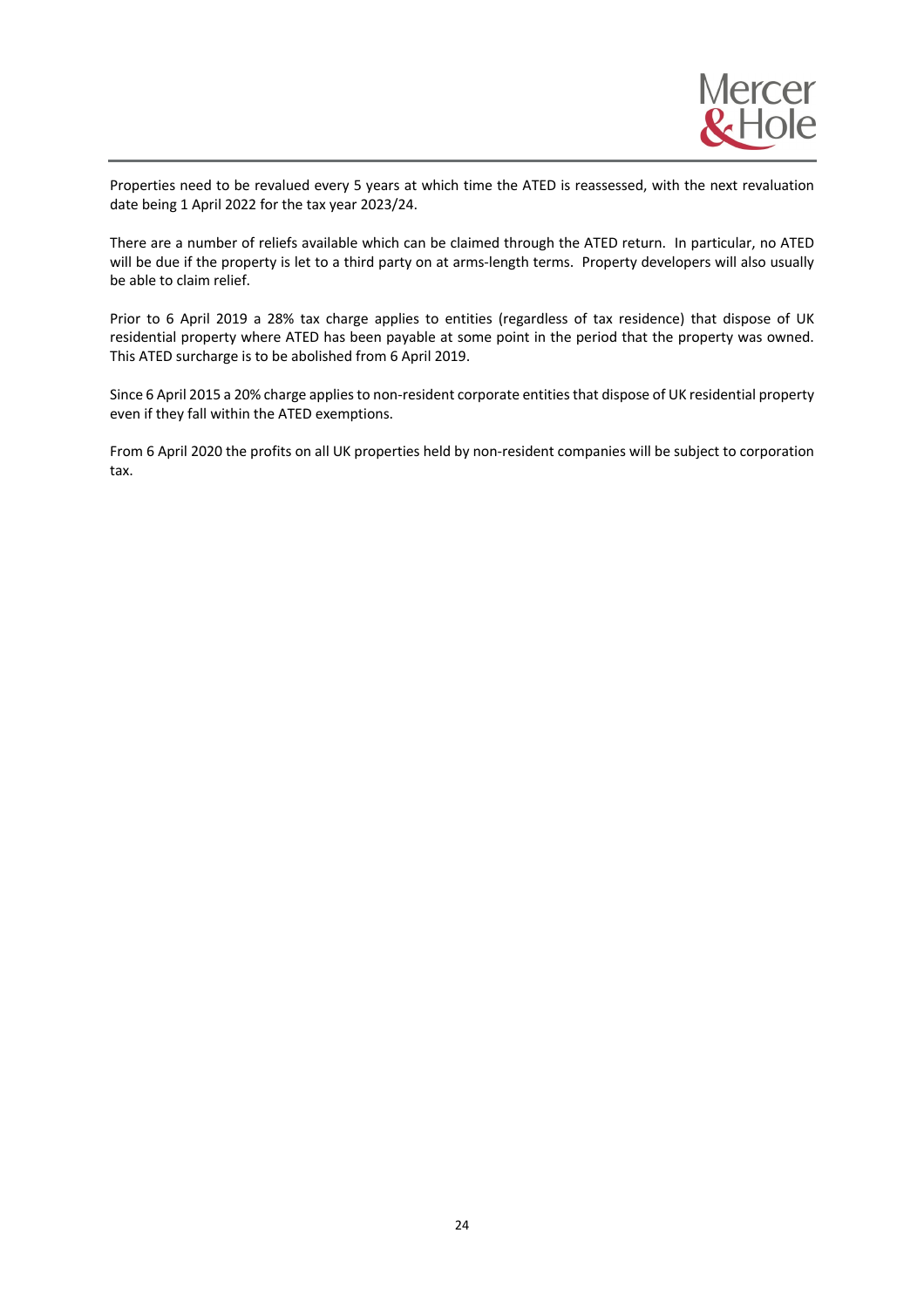Properties need to be revalued every 5 years at which time the ATED is reassessed, with the next revaluation date being 1 April 2022 for the tax year 2023/24.

There are a number of reliefs available which can be claimed through the ATED return. In particular, no ATED will be due if the property is let to a third party on at arms-length terms. Property developers will also usually be able to claim relief.

Prior to 6 April 2019 a 28% tax charge applies to entities (regardless of tax residence) that dispose of UK residential property where ATED has been payable at some point in the period that the property was owned. This ATED surcharge is to be abolished from 6 April 2019.

Since 6 April 2015 a 20% charge applies to non-resident corporate entities that dispose of UK residential property even if they fall within the ATED exemptions.

From 6 April 2020 the profits on all UK properties held by non-resident companies will be subject to corporation tax.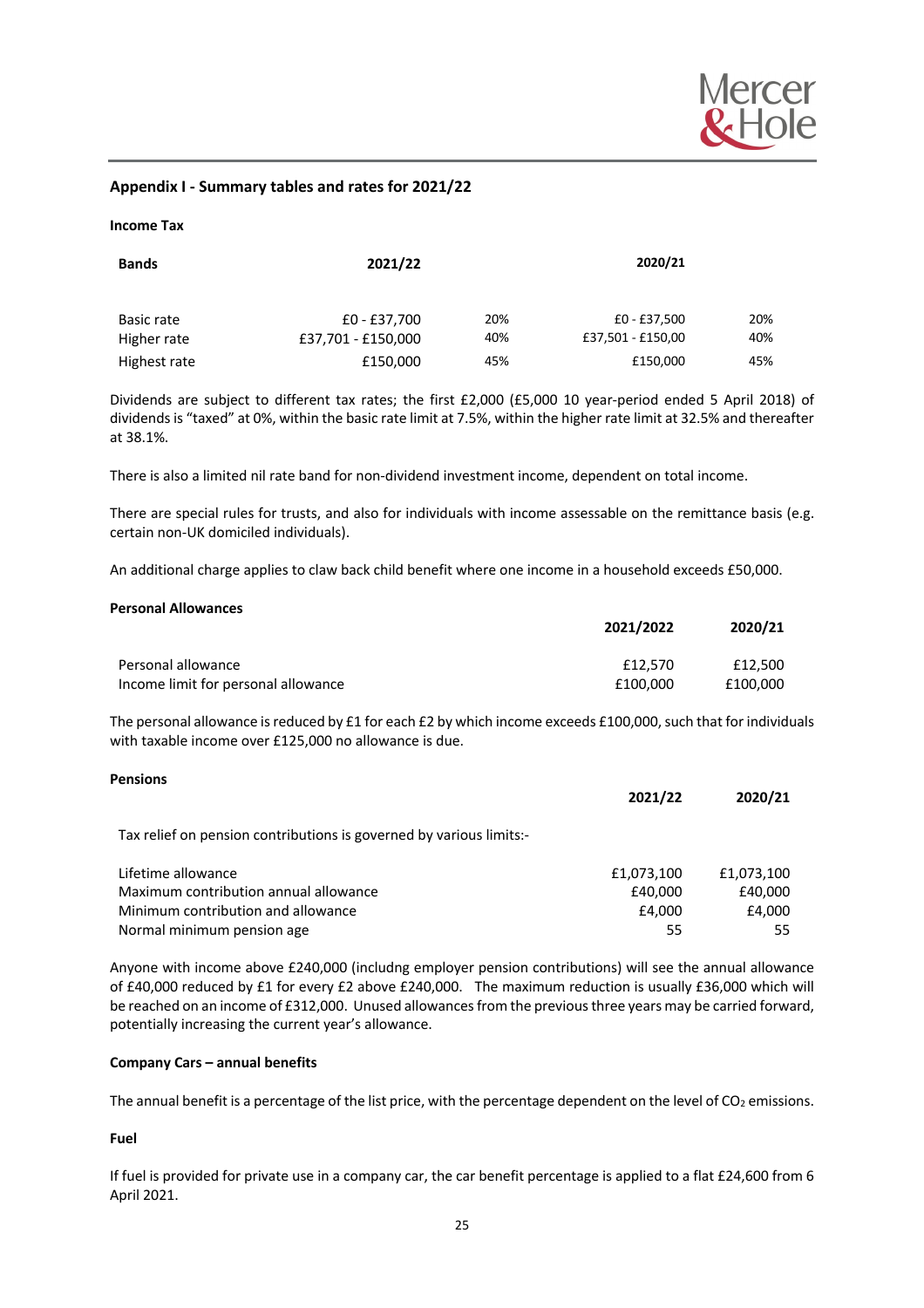## Appendix I - Summary tables and rates for 2021/22

**Income Tax**

| Bands | 2021/22 | | 2020/21 | |
|---|---|---|---|---|
| Basic rate | £0 - £37,700 | 20% | £0 - £37,500 | 20% |
| Higher rate | £37,701 - £150,000 | 40% | £37,501 - £150,00 | 40% |
| Highest rate | £150,000 | 45% | £150,000 | 45% |

Dividends are subject to different tax rates; the first £2,000 (£5,000 10 year-period ended 5 April 2018) of dividends is "taxed" at 0%, within the basic rate limit at 7.5%, within the higher rate limit at 32.5% and thereafter at 38.1%.

There is also a limited nil rate band for non-dividend investment income, dependent on total income.

There are special rules for trusts, and also for individuals with income assessable on the remittance basis (e.g. certain non-UK domiciled individuals).

An additional charge applies to claw back child benefit where one income in a household exceeds £50,000.

**Personal Allowances**

| | 2021/2022 | 2020/21 |
|---|---|---|
| Personal allowance | £12,570 | £12,500 |
| Income limit for personal allowance | £100,000 | £100,000 |

The personal allowance is reduced by £1 for each £2 by which income exceeds £100,000, such that for individuals with taxable income over £125,000 no allowance is due.

**Pensions**

| | 2021/22 | 2020/21 |
|---|---|---|
| Tax relief on pension contributions is governed by various limits:- | | |
| Lifetime allowance | £1,073,100 | £1,073,100 |
| Maximum contribution annual allowance | £40,000 | £40,000 |
| Minimum contribution and allowance | £4,000 | £4,000 |
| Normal minimum pension age | 55 | 55 |

Anyone with income above £240,000 (includng employer pension contributions) will see the annual allowance of £40,000 reduced by £1 for every £2 above £240,000. The maximum reduction is usually £36,000 which will be reached on an income of £312,000. Unused allowances from the previous three years may be carried forward, potentially increasing the current year's allowance.

**Company Cars – annual benefits**

The annual benefit is a percentage of the list price, with the percentage dependent on the level of $CO_2$ emissions.

**Fuel**

If fuel is provided for private use in a company car, the car benefit percentage is applied to a flat £24,600 from 6 April 2021.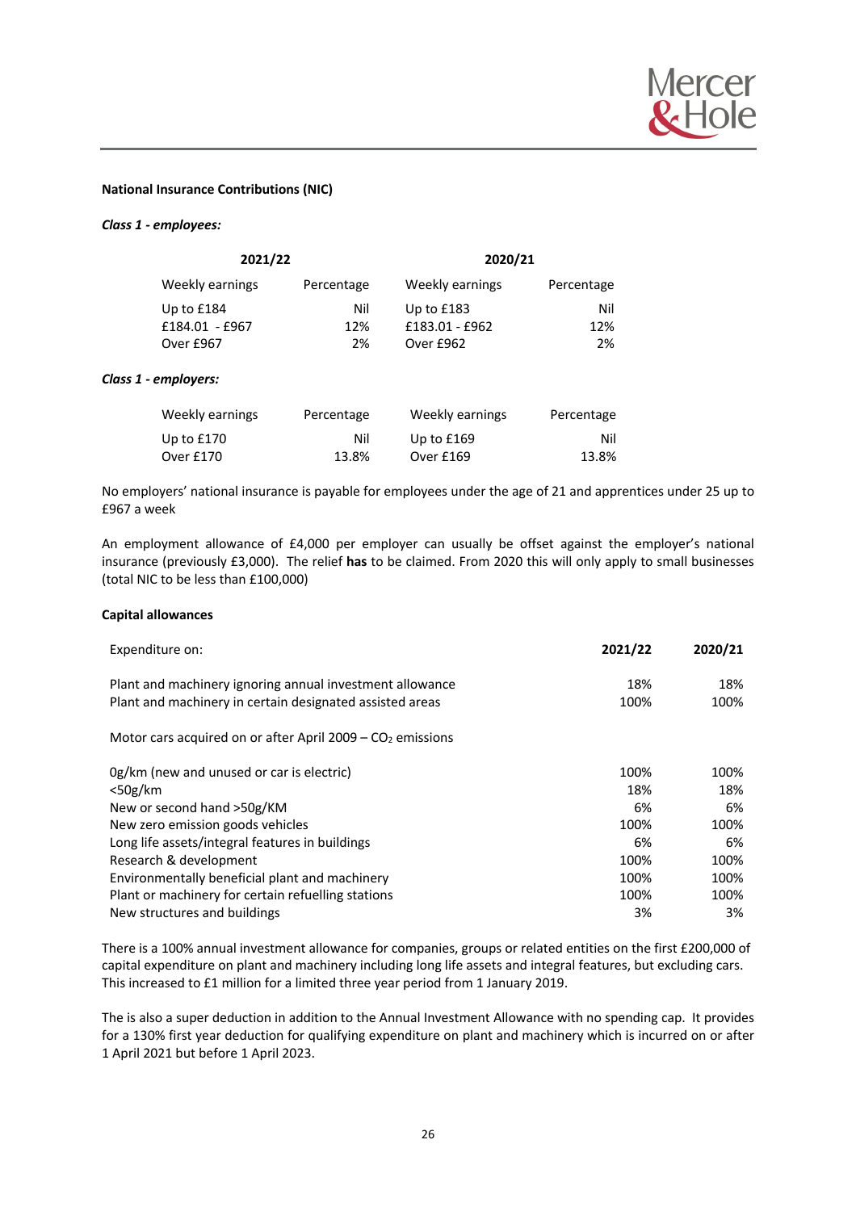**National Insurance Contributions (NIC)**

***Class 1 - employees:***

| 2021/22 | | 2020/21 | |
|---|---|---|---|
| Weekly earnings | Percentage | Weekly earnings | Percentage |
| Up to £184 | Nil | Up to £183 | Nil |
| £184.01 - £967 | 12% | £183.01 - £962 | 12% |
| Over £967 | 2% | Over £962 | 2% |

***Class 1 - employers:***

| Weekly earnings | Percentage | Weekly earnings | Percentage |
|---|---|---|---|
| Up to £170 | Nil | Up to £169 | Nil |
| Over £170 | 13.8% | Over £169 | 13.8% |

No employers' national insurance is payable for employees under the age of 21 and apprentices under 25 up to £967 a week

An employment allowance of £4,000 per employer can usually be offset against the employer's national insurance (previously £3,000). The relief **has** to be claimed. From 2020 this will only apply to small businesses (total NIC to be less than £100,000)

**Capital allowances**

| Expenditure on: | **2021/22** | **2020/21** |
|---|---|---|
| Plant and machinery ignoring annual investment allowance | 18% | 18% |
| Plant and machinery in certain designated assisted areas | 100% | 100% |
| Motor cars acquired on or after April 2009 – $CO_2$ emissions | | |
| 0g/km (new and unused or car is electric) | 100% | 100% |
| <50g/km | 18% | 18% |
| New or second hand >50g/KM | 6% | 6% |
| New zero emission goods vehicles | 100% | 100% |
| Long life assets/integral features in buildings | 6% | 6% |
| Research & development | 100% | 100% |
| Environmentally beneficial plant and machinery | 100% | 100% |
| Plant or machinery for certain refuelling stations | 100% | 100% |
| New structures and buildings | 3% | 3% |

There is a 100% annual investment allowance for companies, groups or related entities on the first £200,000 of capital expenditure on plant and machinery including long life assets and integral features, but excluding cars. This increased to £1 million for a limited three year period from 1 January 2019.

The is also a super deduction in addition to the Annual Investment Allowance with no spending cap. It provides for a 130% first year deduction for qualifying expenditure on plant and machinery which is incurred on or after 1 April 2021 but before 1 April 2023.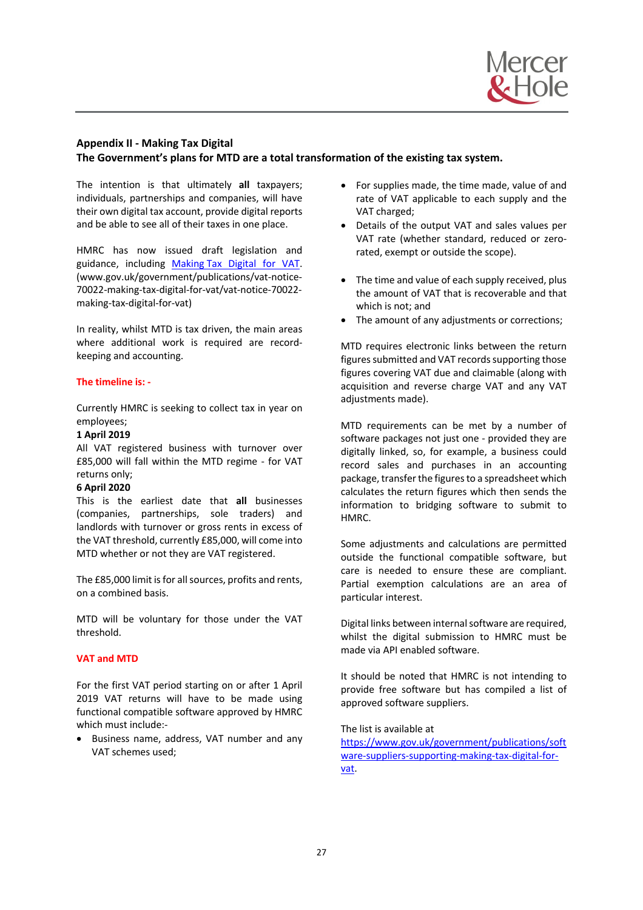## Appendix II - Making Tax Digital

**The Government's plans for MTD are a total transformation of the existing tax system.**

The intention is that ultimately **all** taxpayers; individuals, partnerships and companies, will have their own digital tax account, provide digital reports and be able to see all of their taxes in one place.

HMRC has now issued draft legislation and guidance, including [Making Tax Digital for VAT](www.gov.uk/government/publications/vat-notice-70022-making-tax-digital-for-vat/vat-notice-70022-making-tax-digital-for-vat). (www.gov.uk/government/publications/vat-notice-70022-making-tax-digital-for-vat/vat-notice-70022-making-tax-digital-for-vat)

In reality, whilst MTD is tax driven, the main areas where additional work is required are record-keeping and accounting.

**The timeline is: -**

Currently HMRC is seeking to collect tax in year on employees;

**1 April 2019**

All VAT registered business with turnover over £85,000 will fall within the MTD regime - for VAT returns only;

**6 April 2020**

This is the earliest date that **all** businesses (companies, partnerships, sole traders) and landlords with turnover or gross rents in excess of the VAT threshold, currently £85,000, will come into MTD whether or not they are VAT registered.

The £85,000 limit is for all sources, profits and rents, on a combined basis.

MTD will be voluntary for those under the VAT threshold.

**VAT and MTD**

For the first VAT period starting on or after 1 April 2019 VAT returns will have to be made using functional compatible software approved by HMRC which must include:-

- Business name, address, VAT number and any VAT schemes used;
- For supplies made, the time made, value of and rate of VAT applicable to each supply and the VAT charged;
- Details of the output VAT and sales values per VAT rate (whether standard, reduced or zero-rated, exempt or outside the scope).
- The time and value of each supply received, plus the amount of VAT that is recoverable and that which is not; and
- The amount of any adjustments or corrections;

MTD requires electronic links between the return figures submitted and VAT records supporting those figures covering VAT due and claimable (along with acquisition and reverse charge VAT and any VAT adjustments made).

MTD requirements can be met by a number of software packages not just one - provided they are digitally linked, so, for example, a business could record sales and purchases in an accounting package, transfer the figures to a spreadsheet which calculates the return figures which then sends the information to bridging software to submit to HMRC.

Some adjustments and calculations are permitted outside the functional compatible software, but care is needed to ensure these are compliant. Partial exemption calculations are an area of particular interest.

Digital links between internal software are required, whilst the digital submission to HMRC must be made via API enabled software.

It should be noted that HMRC is not intending to provide free software but has compiled a list of approved software suppliers.

The list is available at [https://www.gov.uk/government/publications/software-suppliers-supporting-making-tax-digital-for-vat](https://www.gov.uk/government/publications/software-suppliers-supporting-making-tax-digital-for-vat).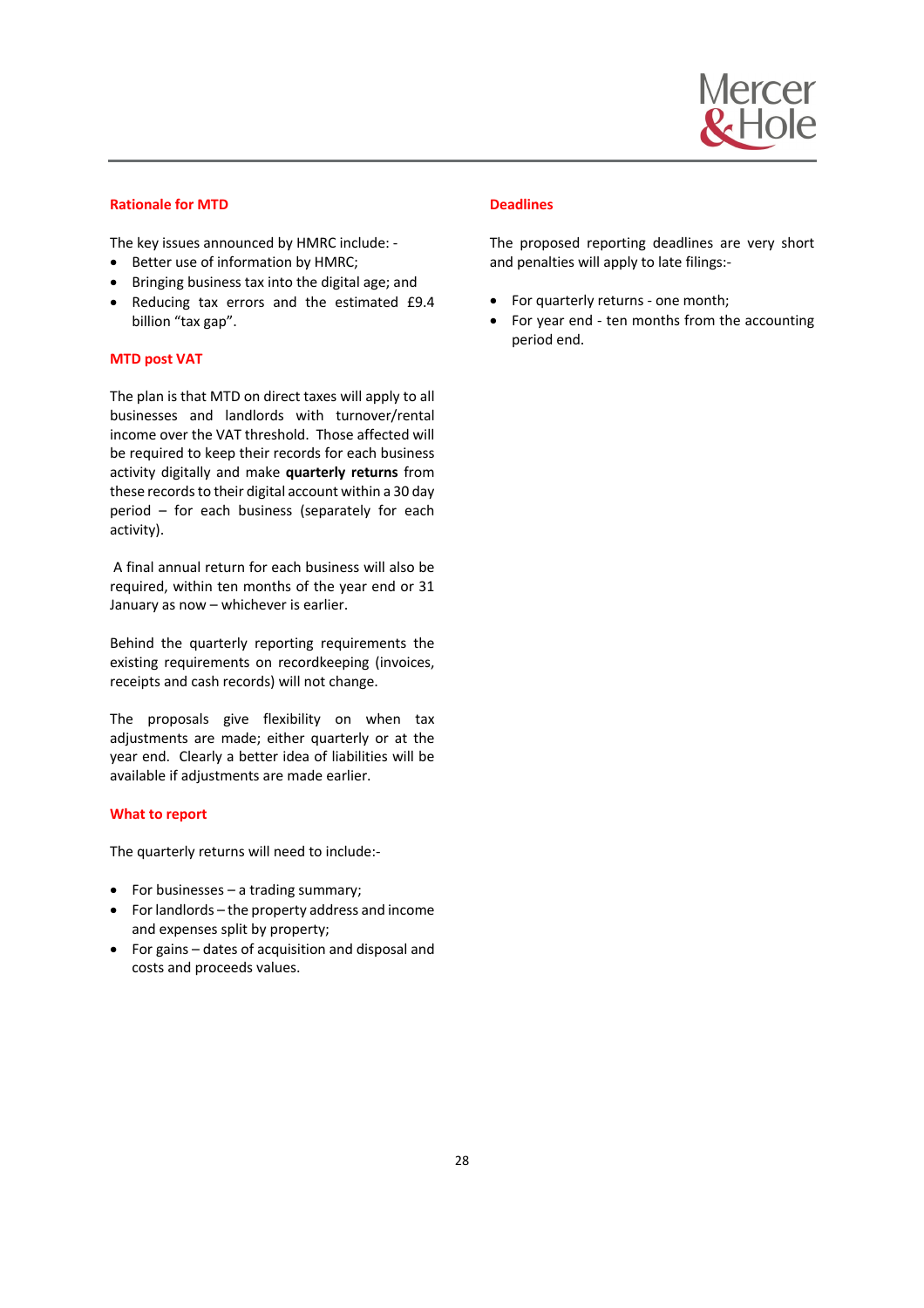## Rationale for MTD

The key issues announced by HMRC include: -

- Better use of information by HMRC;
- Bringing business tax into the digital age; and
- Reducing tax errors and the estimated £9.4 billion “tax gap”.

## MTD post VAT

The plan is that MTD on direct taxes will apply to all businesses and landlords with turnover/rental income over the VAT threshold. Those affected will be required to keep their records for each business activity digitally and make **quarterly returns** from these records to their digital account within a 30 day period – for each business (separately for each activity).

A final annual return for each business will also be required, within ten months of the year end or 31 January as now – whichever is earlier.

Behind the quarterly reporting requirements the existing requirements on recordkeeping (invoices, receipts and cash records) will not change.

The proposals give flexibility on when tax adjustments are made; either quarterly or at the year end. Clearly a better idea of liabilities will be available if adjustments are made earlier.

## What to report

The quarterly returns will need to include:-

- For businesses – a trading summary;
- For landlords – the property address and income and expenses split by property;
- For gains – dates of acquisition and disposal and costs and proceeds values.

## Deadlines

The proposed reporting deadlines are very short and penalties will apply to late filings:-

- For quarterly returns - one month;
- For year end - ten months from the accounting period end.